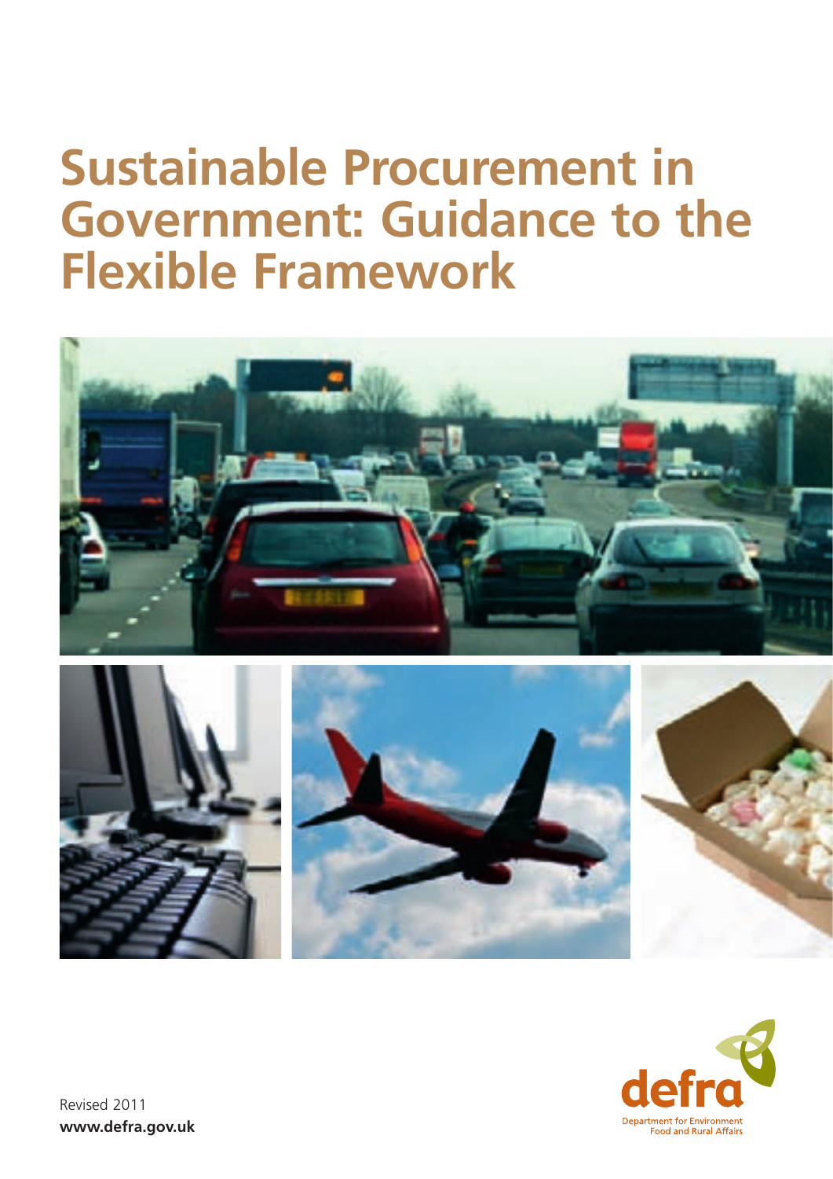# Sustainable Procurement in Government: Guidance to the Flexible Framework

defra

Department for Environment Food and Rural Affairs

Revised 2011

**www.defra.gov.uk**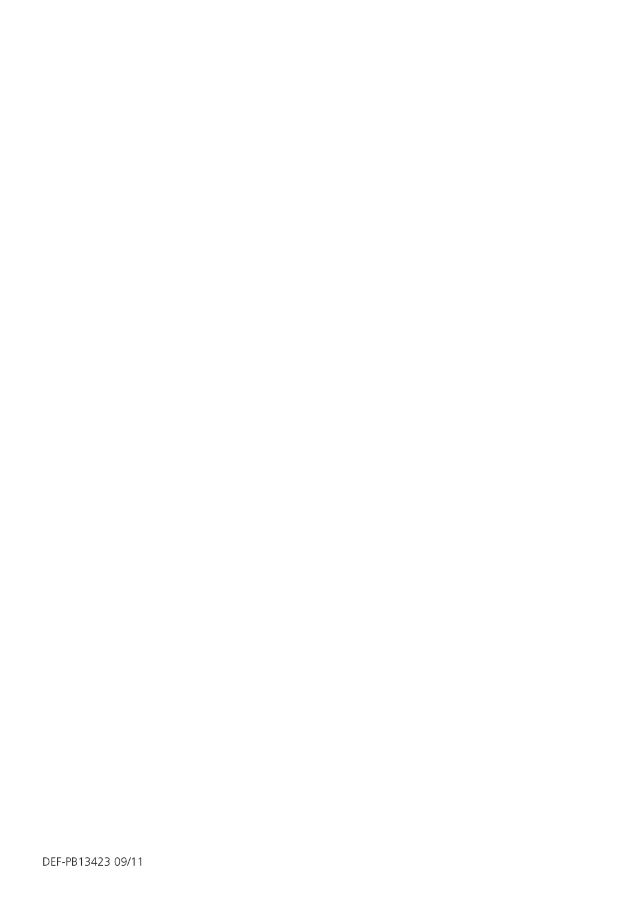DEF-PB13423 09/11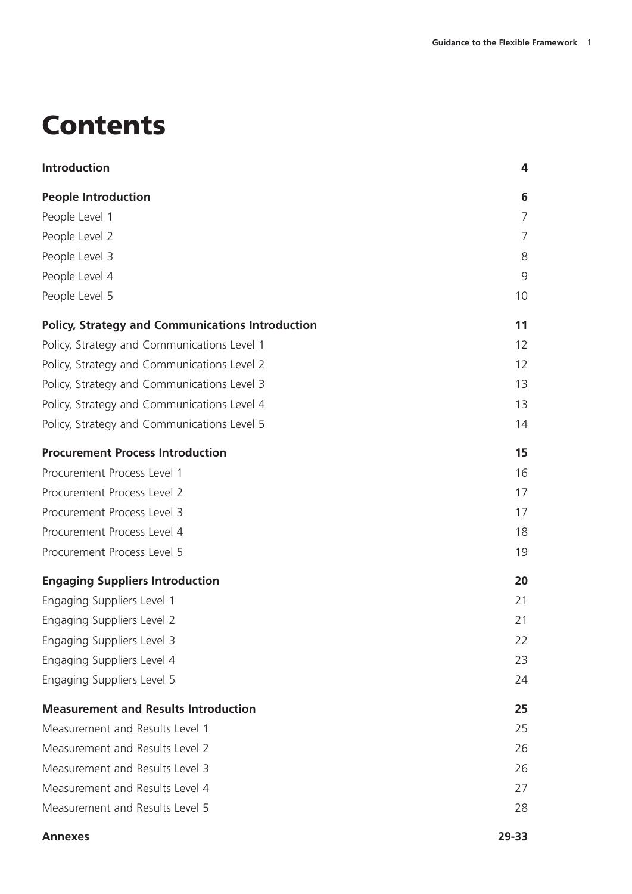# Contents

| | |
|---|---|
| **Introduction** | **4** |
| **People Introduction** | **6** |
| People Level 1 | 7 |
| People Level 2 | 7 |
| People Level 3 | 8 |
| People Level 4 | 9 |
| People Level 5 | 10 |
| **Policy, Strategy and Communications Introduction** | **11** |
| Policy, Strategy and Communications Level 1 | 12 |
| Policy, Strategy and Communications Level 2 | 12 |
| Policy, Strategy and Communications Level 3 | 13 |
| Policy, Strategy and Communications Level 4 | 13 |
| Policy, Strategy and Communications Level 5 | 14 |
| **Procurement Process Introduction** | **15** |
| Procurement Process Level 1 | 16 |
| Procurement Process Level 2 | 17 |
| Procurement Process Level 3 | 17 |
| Procurement Process Level 4 | 18 |
| Procurement Process Level 5 | 19 |
| **Engaging Suppliers Introduction** | **20** |
| Engaging Suppliers Level 1 | 21 |
| Engaging Suppliers Level 2 | 21 |
| Engaging Suppliers Level 3 | 22 |
| Engaging Suppliers Level 4 | 23 |
| Engaging Suppliers Level 5 | 24 |
| **Measurement and Results Introduction** | **25** |
| Measurement and Results Level 1 | 25 |
| Measurement and Results Level 2 | 26 |
| Measurement and Results Level 3 | 26 |
| Measurement and Results Level 4 | 27 |
| Measurement and Results Level 5 | 28 |
| **Annexes** | **29-33** |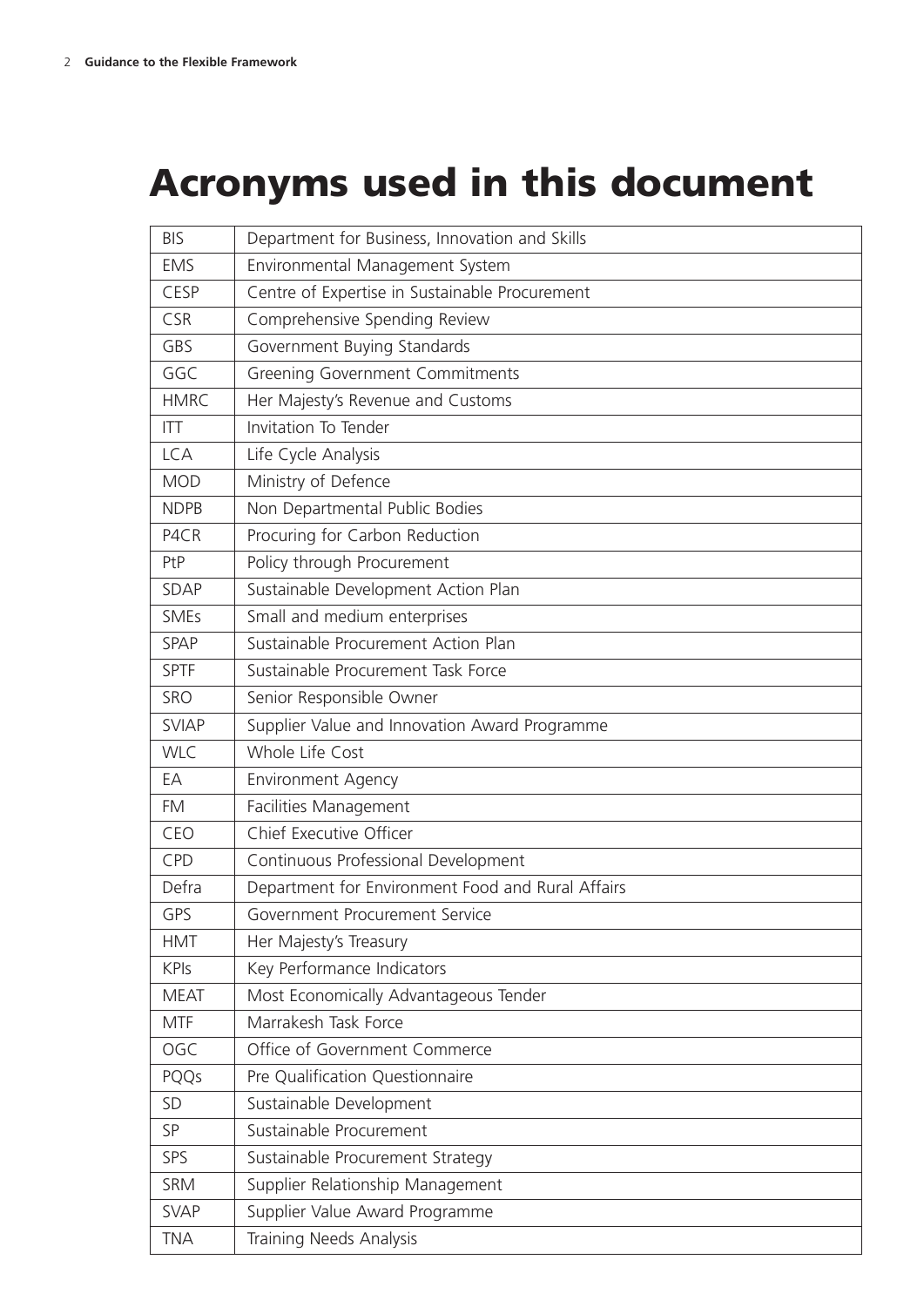# Acronyms used in this document

| | |
|---|---|
| BIS | Department for Business, Innovation and Skills |
| EMS | Environmental Management System |
| CESP | Centre of Expertise in Sustainable Procurement |
| CSR | Comprehensive Spending Review |
| GBS | Government Buying Standards |
| GGC | Greening Government Commitments |
| HMRC | Her Majesty's Revenue and Customs |
| ITT | Invitation To Tender |
| LCA | Life Cycle Analysis |
| MOD | Ministry of Defence |
| NDPB | Non Departmental Public Bodies |
| P4CR | Procuring for Carbon Reduction |
| PtP | Policy through Procurement |
| SDAP | Sustainable Development Action Plan |
| SMEs | Small and medium enterprises |
| SPAP | Sustainable Procurement Action Plan |
| SPTF | Sustainable Procurement Task Force |
| SRO | Senior Responsible Owner |
| SVIAP | Supplier Value and Innovation Award Programme |
| WLC | Whole Life Cost |
| EA | Environment Agency |
| FM | Facilities Management |
| CEO | Chief Executive Officer |
| CPD | Continuous Professional Development |
| Defra | Department for Environment Food and Rural Affairs |
| GPS | Government Procurement Service |
| HMT | Her Majesty's Treasury |
| KPIs | Key Performance Indicators |
| MEAT | Most Economically Advantageous Tender |
| MTF | Marrakesh Task Force |
| OGC | Office of Government Commerce |
| PQQs | Pre Qualification Questionnaire |
| SD | Sustainable Development |
| SP | Sustainable Procurement |
| SPS | Sustainable Procurement Strategy |
| SRM | Supplier Relationship Management |
| SVAP | Supplier Value Award Programme |
| TNA | Training Needs Analysis |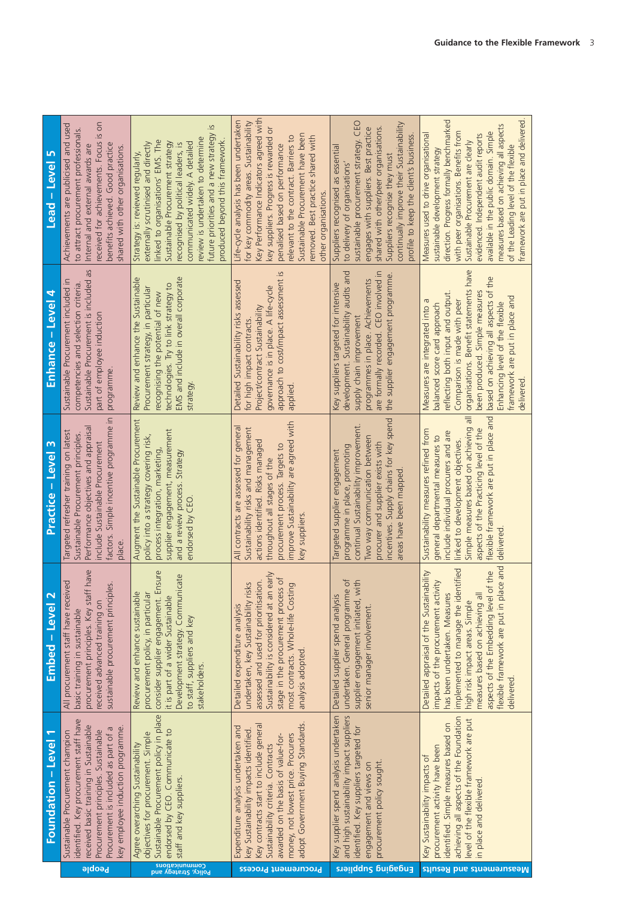| | Foundation – Level 1 | Embed – Level 2 | Practice – Level 3 | Enhance – Level 4 | Lead – Level 5 |
|---|---|---|---|---|---|
| People | Sustainable Procurement champion identified. Key procurement staff have received basic training in Sustainable Procurement principles. Sustainable Procurement is included as part of a key employee induction programme. | All procurement staff have received basic training in sustainable procurement principles. Key staff have received advanced training on sustainable procurement principles. | Targeted refresher training on latest Sustainable Procurement principles. Performance objectives and appraisal include Sustainable Procurement factors. Simple incentive programme in place. | Sustainable Procurement included in competencies and selection criteria. Sustainable Procurement is included as part of employee induction programme. | Achievements are publicised and used to attract procurement professionals. Internal and external awards are received for achievements. Focus is on benefits achieved. Good practice shared with other organisations. |
| Policy, Strategy and Communications | Agree overarching Sustainability objectives for procurement. Simple Sustainable Procurement policy in place endorsed by CEO. Communicate to staff and key suppliers. | Review and enhance sustainable procurement policy, in particular consider supplier engagement. Ensure it is part of a wider Sustainable Development strategy. Communicate to staff, suppliers and key stakeholders. | Augment the Sustainable Procurement policy into a strategy covering risk, process integration, marketing, supplier engagement, measurement and a review process. Strategy endorsed by CEO. | Review and enhance the Sustainable Procurement strategy, in particular recognising the potential of new technologies. Try to link strategy to EMS and include in overall corporate strategy. | Strategy is: reviewed regularly, externally scrutinised and directly linked to organisations' EMS. The Sustainable Procurement strategy recognised by political leaders, is communicated widely. A detailed review is undertaken to determine future priorities and a new strategy is produced beyond this framework. |
| Procurement Process | Expenditure analysis undertaken and key Sustainability impacts identified. Key contracts start to include general Sustainability criteria. Contracts awarded on the basis of value-for-money, not lowest price. Procurers adopt Government Buying Standards. | Detailed expenditure analysis undertaken, key Sustainability risks assessed and used for prioritisation. Sustainability is considered at an early stage in the procurement process of most contracts. Whole-life Costing analysis adopted. | All contracts are assessed for general Sustainability risks and management actions identified. Risks managed throughout all stages of the procurement process. Targets to improve Sustainability are agreed with key suppliers. | Detailed Sustainability risks assessed for high impact contracts. Project/contract Sustainability governance is in place. A life-cycle approach to cost/impact assessment is applied. | Life-cycle analysis has been undertaken for key commodity areas. Sustainability Key Performance Indicators agreed with key suppliers. Progress is rewarded or penalised based on performance relevant to the contract. Barriers to Sustainable Procurement have been removed. Best practice shared with other organisations. |
| Engaging Suppliers | Key supplier spend analysis undertaken and high sustainability impact suppliers identified. Key suppliers targeted for engagement and views on procurement policy sought. | Detailed supplier spend analysis undertaken. General programme of supplier engagement initiated, with senior manager involvement. | Targeted supplier engagement programme in place, promoting continual Sustainability improvement. Two way communication between procurer and supplier exists with incentives. Supply chains for key spend areas have been mapped. | Key suppliers targeted for intensive development. Sustainability audits and supply chain improvement programmes in place. Achievements are formally recorded. CEO involved in the supplier engagement programme. | Suppliers recognised as essential to delivery of organisations' sustainable procurement strategy. CEO engages with suppliers. Best practice shared with other/peer organisations. Suppliers recognise they must continually improve their Sustainability profile to keep the client's business. |
| Measurements and Results | Key Sustainability impacts of procurement activity have been identified. Simple measures based on achieving all aspects of the Foundation level of the flexible framework are put in place and delivered. | Detailed appraisal of the Sustainability impacts of the procurement activity has been undertaken. Measures implemented to manage the identified high risk impact areas. Simple measures based on achieving all aspects of the Embedding level of the flexible framework are put in place and delivered. | Sustainability measures refined from general departmental measures to include individual procurers and are linked to development objectives. Simple measures based on achieving all aspects of the Practicing level of the flexible framework are put in place and delivered. | Measures are integrated into a balanced score card approach reflecting both input and output. Comparison is made with peer organisations. Benefit statements have been produced. Simple measures based on achieving all aspects of the Enhancing level of the flexible framework are put in place and delivered. | Measures used to drive organisational sustainable development strategy direction. Progress formally benchmarked with peer organisations. Benefits from Sustainable Procurement are clearly evidenced. Independent audit reports available in the public domain. Simple measures based on achieving all aspects of the Leading level of the flexible framework are put in place and delivered. |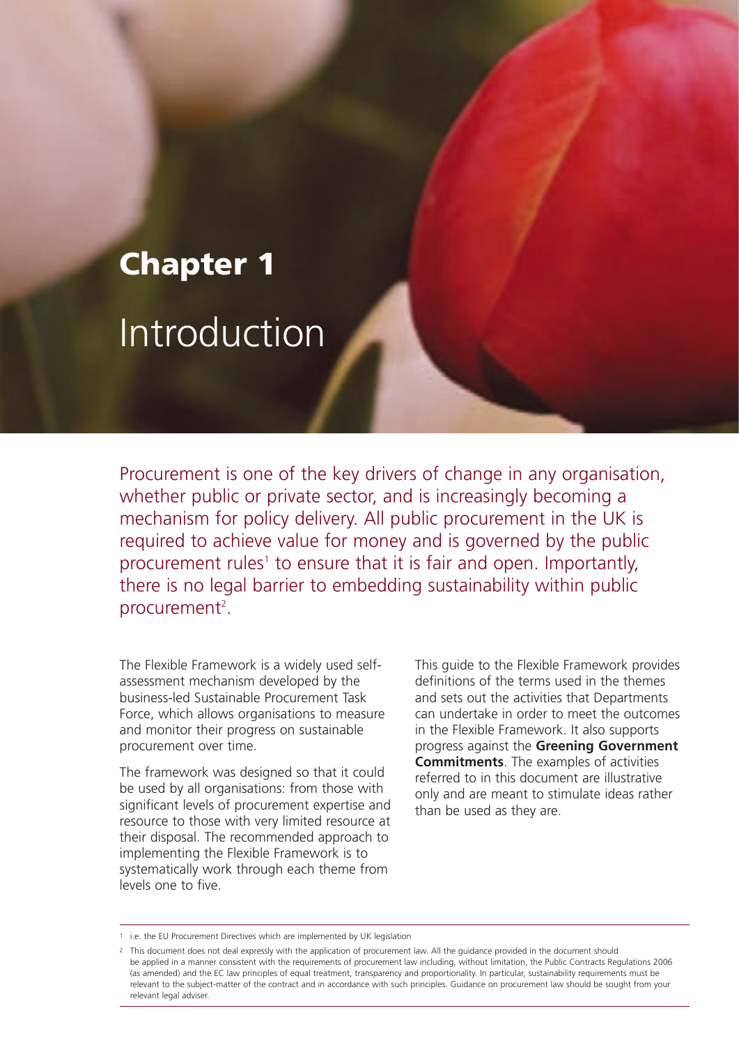# Chapter 1
## Introduction

Procurement is one of the key drivers of change in any organisation, whether public or private sector, and is increasingly becoming a mechanism for policy delivery. All public procurement in the UK is required to achieve value for money and is governed by the public procurement rules[1] to ensure that it is fair and open. Importantly, there is no legal barrier to embedding sustainability within public procurement[2].

The Flexible Framework is a widely used self-assessment mechanism developed by the business-led Sustainable Procurement Task Force, which allows organisations to measure and monitor their progress on sustainable procurement over time.

The framework was designed so that it could be used by all organisations: from those with significant levels of procurement expertise and resource to those with very limited resource at their disposal. The recommended approach to implementing the Flexible Framework is to systematically work through each theme from levels one to five.

This guide to the Flexible Framework provides definitions of the terms used in the themes and sets out the activities that Departments can undertake in order to meet the outcomes in the Flexible Framework. It also supports progress against the **Greening Government Commitments**. The examples of activities referred to in this document are illustrative only and are meant to stimulate ideas rather than be used as they are.

---

1 i.e. the EU Procurement Directives which are implemented by UK legislation

2 This document does not deal expressly with the application of procurement law. All the guidance provided in the document should be applied in a manner consistent with the requirements of procurement law including, without limitation, the Public Contracts Regulations 2006 (as amended) and the EC law principles of equal treatment, transparency and proportionality. In particular, sustainability requirements must be relevant to the subject-matter of the contract and in accordance with such principles. Guidance on procurement law should be sought from your relevant legal adviser.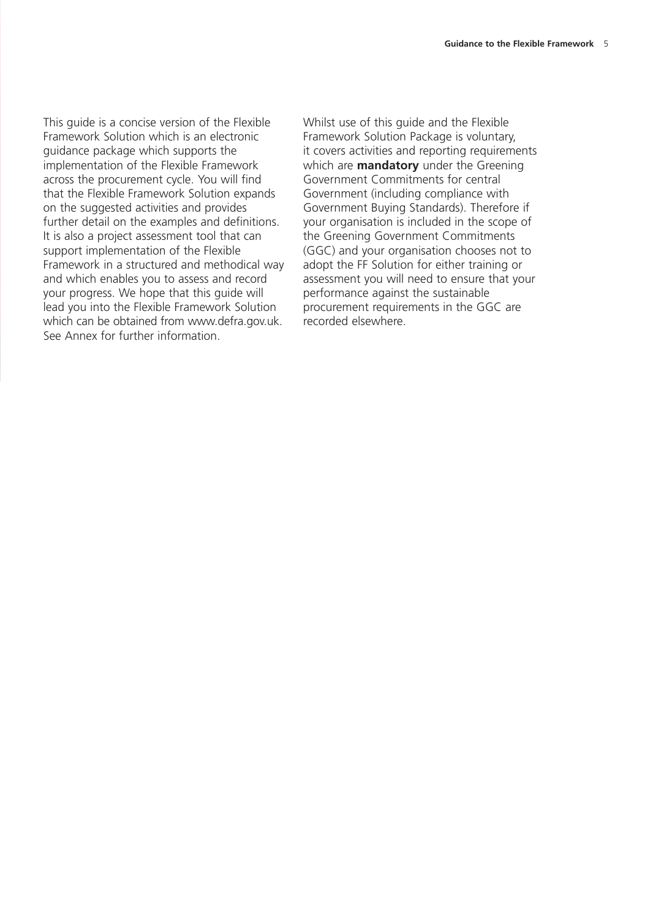This guide is a concise version of the Flexible Framework Solution which is an electronic guidance package which supports the implementation of the Flexible Framework across the procurement cycle. You will find that the Flexible Framework Solution expands on the suggested activities and provides further detail on the examples and definitions. It is also a project assessment tool that can support implementation of the Flexible Framework in a structured and methodical way and which enables you to assess and record your progress. We hope that this guide will lead you into the Flexible Framework Solution which can be obtained from www.defra.gov.uk. See Annex for further information.

Whilst use of this guide and the Flexible Framework Solution Package is voluntary, it covers activities and reporting requirements which are **mandatory** under the Greening Government Commitments for central Government (including compliance with Government Buying Standards). Therefore if your organisation is included in the scope of the Greening Government Commitments (GGC) and your organisation chooses not to adopt the FF Solution for either training or assessment you will need to ensure that your performance against the sustainable procurement requirements in the GGC are recorded elsewhere.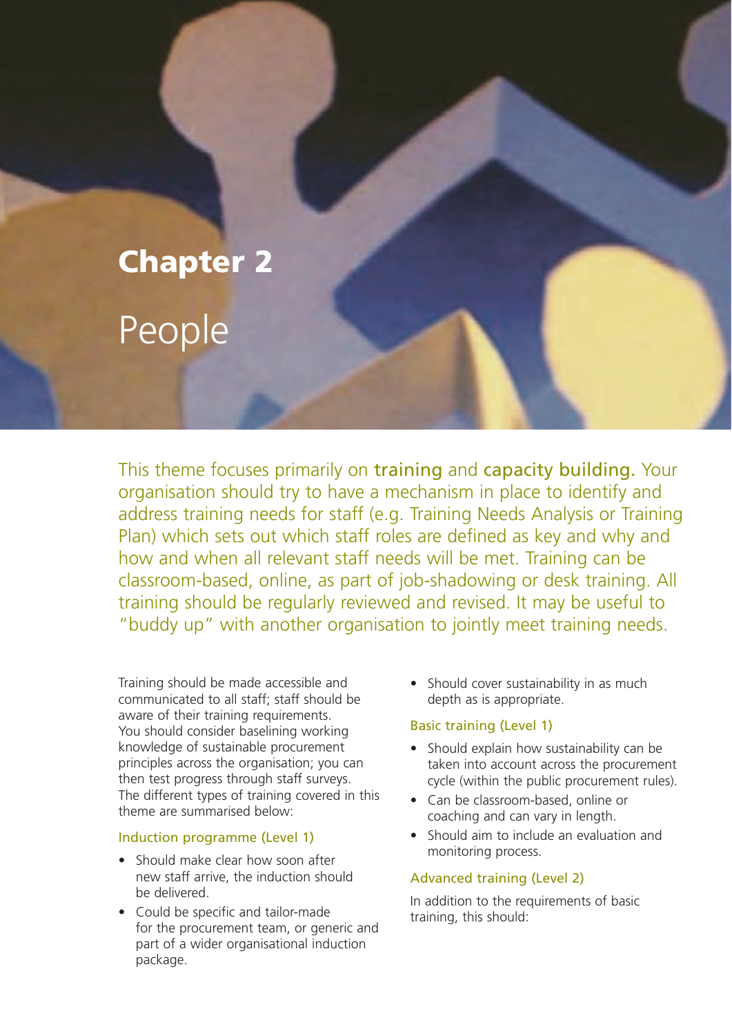# Chapter 2

# People

This theme focuses primarily on **training** and **capacity building.** Your organisation should try to have a mechanism in place to identify and address training needs for staff (e.g. Training Needs Analysis or Training Plan) which sets out which staff roles are defined as key and why and how and when all relevant staff needs will be met. Training can be classroom-based, online, as part of job-shadowing or desk training. All training should be regularly reviewed and revised. It may be useful to "buddy up" with another organisation to jointly meet training needs.

Training should be made accessible and communicated to all staff; staff should be aware of their training requirements. You should consider baselining working knowledge of sustainable procurement principles across the organisation; you can then test progress through staff surveys. The different types of training covered in this theme are summarised below:

### Induction programme (Level 1)

- Should make clear how soon after new staff arrive, the induction should be delivered.
- Could be specific and tailor-made for the procurement team, or generic and part of a wider organisational induction package.
- Should cover sustainability in as much depth as is appropriate.

### Basic training (Level 1)

- Should explain how sustainability can be taken into account across the procurement cycle (within the public procurement rules).
- Can be classroom-based, online or coaching and can vary in length.
- Should aim to include an evaluation and monitoring process.

### Advanced training (Level 2)

In addition to the requirements of basic training, this should: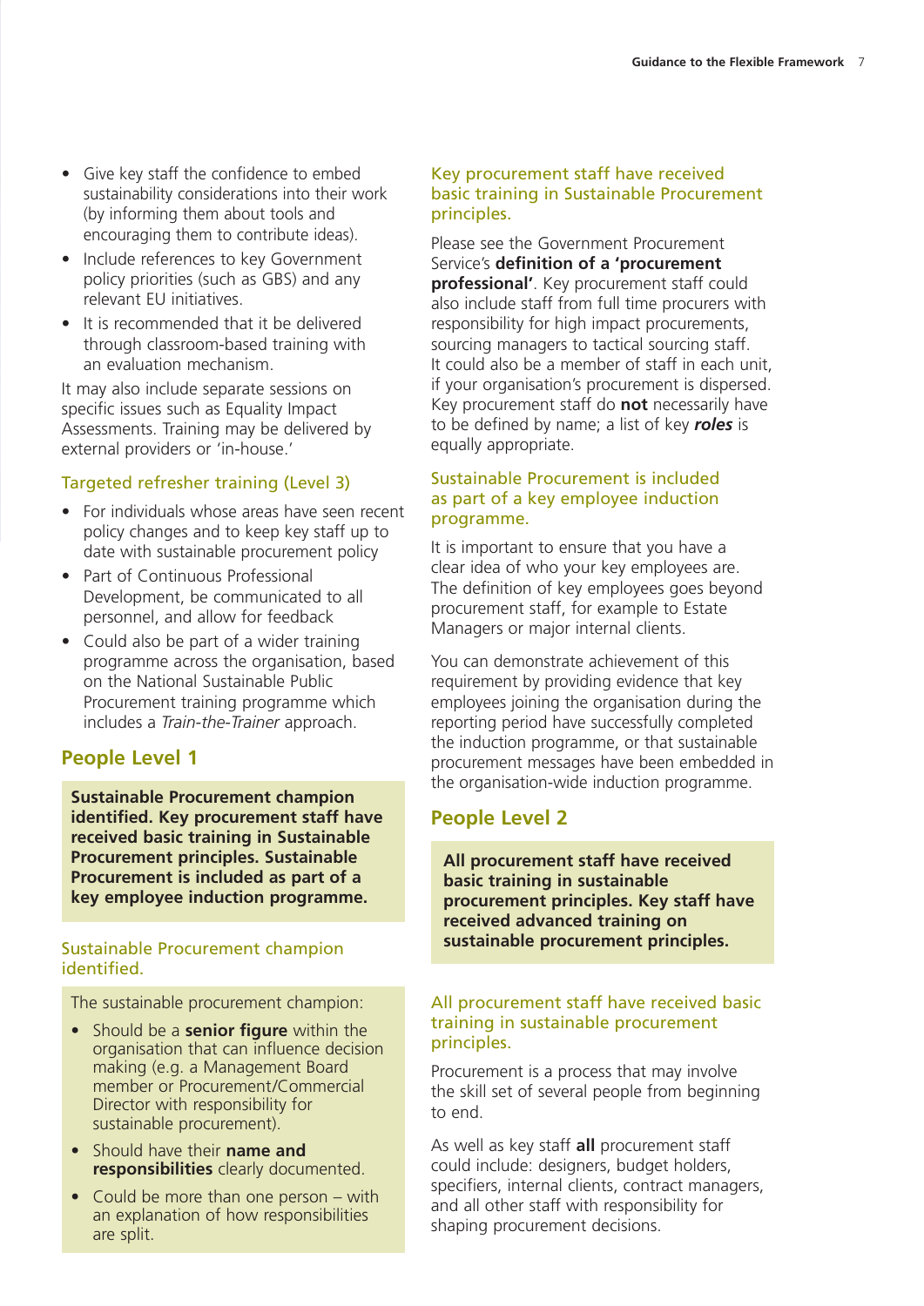- Give key staff the confidence to embed sustainability considerations into their work (by informing them about tools and encouraging them to contribute ideas).
- Include references to key Government policy priorities (such as GBS) and any relevant EU initiatives.
- It is recommended that it be delivered through classroom-based training with an evaluation mechanism.

It may also include separate sessions on specific issues such as Equality Impact Assessments. Training may be delivered by external providers or 'in-house.'

### Targeted refresher training (Level 3)

- For individuals whose areas have seen recent policy changes and to keep key staff up to date with sustainable procurement policy
- Part of Continuous Professional Development, be communicated to all personnel, and allow for feedback
- Could also be part of a wider training programme across the organisation, based on the National Sustainable Public Procurement training programme which includes a *Train-the-Trainer* approach.

## People Level 1

**Sustainable Procurement champion identified. Key procurement staff have received basic training in Sustainable Procurement principles. Sustainable Procurement is included as part of a key employee induction programme.**

### Sustainable Procurement champion identified.

The sustainable procurement champion:

- Should be a **senior figure** within the organisation that can influence decision making (e.g. a Management Board member or Procurement/Commercial Director with responsibility for sustainable procurement).
- Should have their **name and responsibilities** clearly documented.
- Could be more than one person – with an explanation of how responsibilities are split.

### Key procurement staff have received basic training in Sustainable Procurement principles.

Please see the Government Procurement Service's **definition of a 'procurement professional'**. Key procurement staff could also include staff from full time procurers with responsibility for high impact procurements, sourcing managers to tactical sourcing staff. It could also be a member of staff in each unit, if your organisation's procurement is dispersed. Key procurement staff do **not** necessarily have to be defined by name; a list of key ***roles*** is equally appropriate.

### Sustainable Procurement is included as part of a key employee induction programme.

It is important to ensure that you have a clear idea of who your key employees are. The definition of key employees goes beyond procurement staff, for example to Estate Managers or major internal clients.

You can demonstrate achievement of this requirement by providing evidence that key employees joining the organisation during the reporting period have successfully completed the induction programme, or that sustainable procurement messages have been embedded in the organisation-wide induction programme.

## People Level 2

**All procurement staff have received basic training in sustainable procurement principles. Key staff have received advanced training on sustainable procurement principles.**

### All procurement staff have received basic training in sustainable procurement principles.

Procurement is a process that may involve the skill set of several people from beginning to end.

As well as key staff **all** procurement staff could include: designers, budget holders, specifiers, internal clients, contract managers, and all other staff with responsibility for shaping procurement decisions.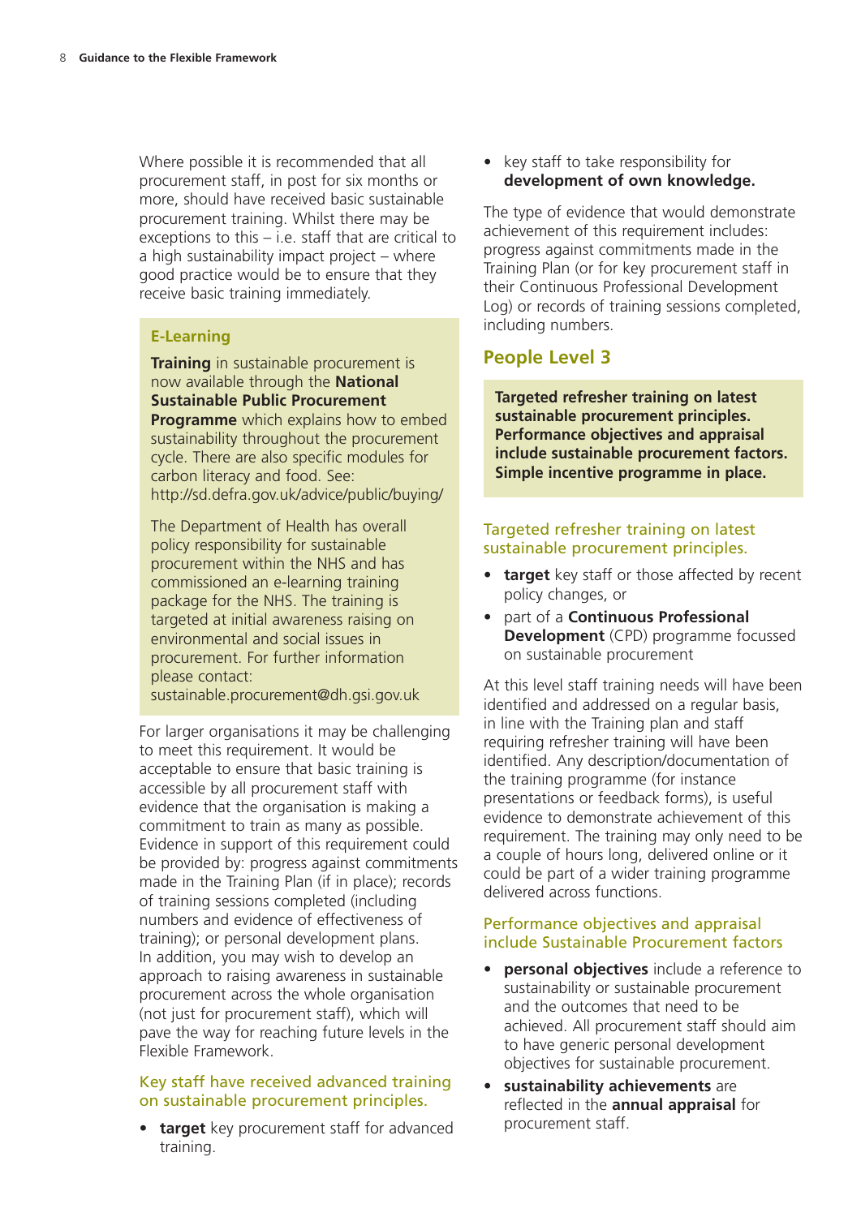Where possible it is recommended that all procurement staff, in post for six months or more, should have received basic sustainable procurement training. Whilst there may be exceptions to this – i.e. staff that are critical to a high sustainability impact project – where good practice would be to ensure that they receive basic training immediately.

> **E-Learning**
>
> **Training** in sustainable procurement is now available through the **National Sustainable Public Procurement Programme** which explains how to embed sustainability throughout the procurement cycle. There are also specific modules for carbon literacy and food. See: http://sd.defra.gov.uk/advice/public/buying/
>
> The Department of Health has overall policy responsibility for sustainable procurement within the NHS and has commissioned an e-learning training package for the NHS. The training is targeted at initial awareness raising on environmental and social issues in procurement. For further information please contact: sustainable.procurement@dh.gsi.gov.uk

For larger organisations it may be challenging to meet this requirement. It would be acceptable to ensure that basic training is accessible by all procurement staff with evidence that the organisation is making a commitment to train as many as possible. Evidence in support of this requirement could be provided by: progress against commitments made in the Training Plan (if in place); records of training sessions completed (including numbers and evidence of effectiveness of training); or personal development plans. In addition, you may wish to develop an approach to raising awareness in sustainable procurement across the whole organisation (not just for procurement staff), which will pave the way for reaching future levels in the Flexible Framework.

### Key staff have received advanced training on sustainable procurement principles.

- **target** key procurement staff for advanced training.
- key staff to take responsibility for **development of own knowledge.**

The type of evidence that would demonstrate achievement of this requirement includes: progress against commitments made in the Training Plan (or for key procurement staff in their Continuous Professional Development Log) or records of training sessions completed, including numbers.

## People Level 3

> **Targeted refresher training on latest sustainable procurement principles. Performance objectives and appraisal include sustainable procurement factors. Simple incentive programme in place.**

### Targeted refresher training on latest sustainable procurement principles.

- **target** key staff or those affected by recent policy changes, or
- part of a **Continuous Professional Development** (CPD) programme focussed on sustainable procurement

At this level staff training needs will have been identified and addressed on a regular basis, in line with the Training plan and staff requiring refresher training will have been identified. Any description/documentation of the training programme (for instance presentations or feedback forms), is useful evidence to demonstrate achievement of this requirement. The training may only need to be a couple of hours long, delivered online or it could be part of a wider training programme delivered across functions.

### Performance objectives and appraisal include Sustainable Procurement factors

- **personal objectives** include a reference to sustainability or sustainable procurement and the outcomes that need to be achieved. All procurement staff should aim to have generic personal development objectives for sustainable procurement.
- **sustainability achievements** are reflected in the **annual appraisal** for procurement staff.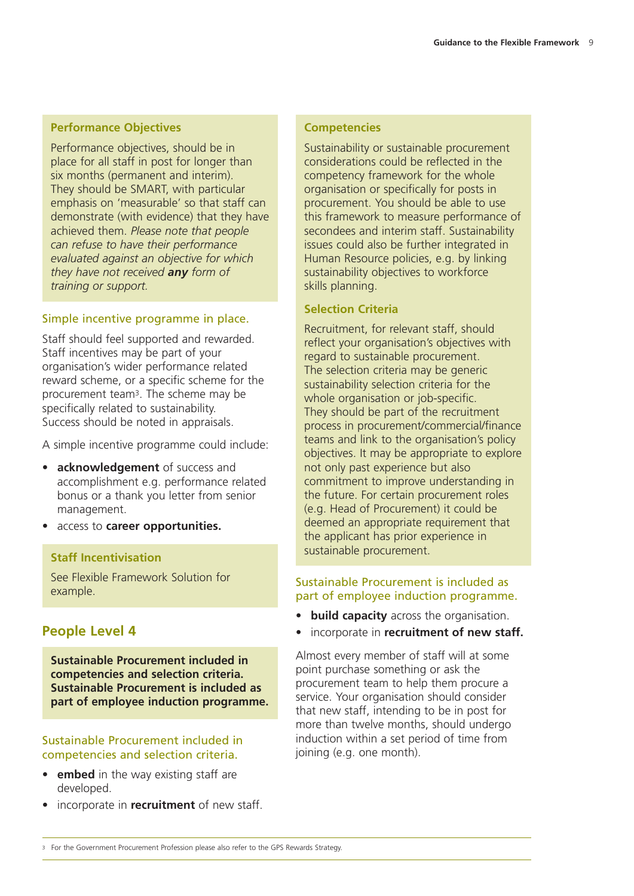### Performance Objectives

Performance objectives, should be in place for all staff in post for longer than six months (permanent and interim). They should be SMART, with particular emphasis on 'measurable' so that staff can demonstrate (with evidence) that they have achieved them. *Please note that people can refuse to have their performance evaluated against an objective for which they have not received* ***any*** *form of training or support.*

### Simple incentive programme in place.

Staff should feel supported and rewarded. Staff incentives may be part of your organisation's wider performance related reward scheme, or a specific scheme for the procurement team[3]. The scheme may be specifically related to sustainability. Success should be noted in appraisals.

A simple incentive programme could include:

- **acknowledgement** of success and accomplishment e.g. performance related bonus or a thank you letter from senior management.
- access to **career opportunities.**

### Staff Incentivisation

See Flexible Framework Solution for example.

## People Level 4

**Sustainable Procurement included in competencies and selection criteria. Sustainable Procurement is included as part of employee induction programme.**

### Sustainable Procurement included in competencies and selection criteria.

- **embed** in the way existing staff are developed.
- incorporate in **recruitment** of new staff.

### Competencies

Sustainability or sustainable procurement considerations could be reflected in the competency framework for the whole organisation or specifically for posts in procurement. You should be able to use this framework to measure performance of secondees and interim staff. Sustainability issues could also be further integrated in Human Resource policies, e.g. by linking sustainability objectives to workforce skills planning.

### Selection Criteria

Recruitment, for relevant staff, should reflect your organisation's objectives with regard to sustainable procurement. The selection criteria may be generic sustainability selection criteria for the whole organisation or job-specific. They should be part of the recruitment process in procurement/commercial/finance teams and link to the organisation's policy objectives. It may be appropriate to explore not only past experience but also commitment to improve understanding in the future. For certain procurement roles (e.g. Head of Procurement) it could be deemed an appropriate requirement that the applicant has prior experience in sustainable procurement.

### Sustainable Procurement is included as part of employee induction programme.

- **build capacity** across the organisation.
- incorporate in **recruitment of new staff.**

Almost every member of staff will at some point purchase something or ask the procurement team to help them procure a service. Your organisation should consider that new staff, intending to be in post for more than twelve months, should undergo induction within a set period of time from joining (e.g. one month).

[3] For the Government Procurement Profession please also refer to the GPS Rewards Strategy.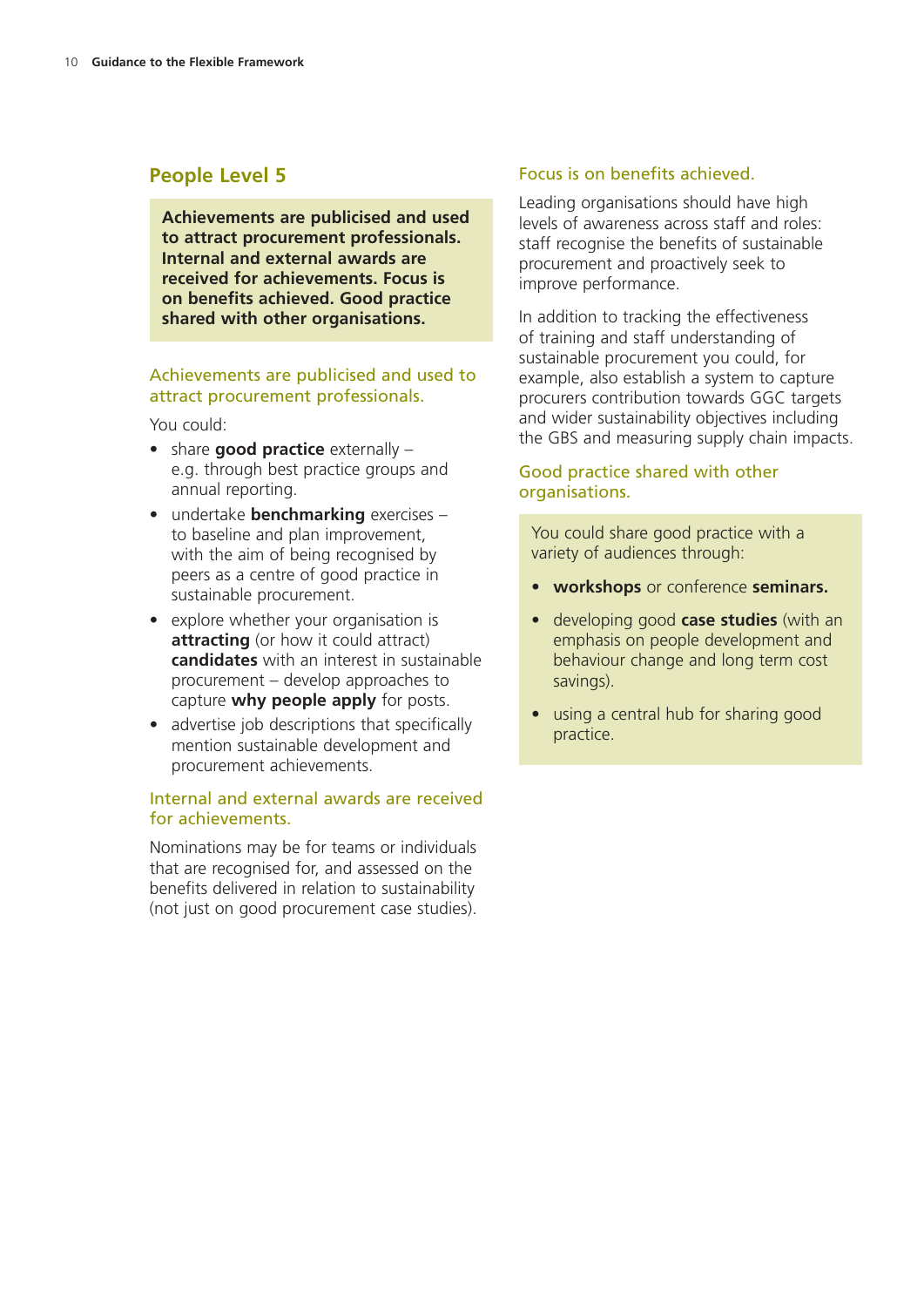## People Level 5

**Achievements are publicised and used to attract procurement professionals. Internal and external awards are received for achievements. Focus is on benefits achieved. Good practice shared with other organisations.**

### Achievements are publicised and used to attract procurement professionals.

You could:

- share **good practice** externally – e.g. through best practice groups and annual reporting.
- undertake **benchmarking** exercises – to baseline and plan improvement, with the aim of being recognised by peers as a centre of good practice in sustainable procurement.
- explore whether your organisation is **attracting** (or how it could attract) **candidates** with an interest in sustainable procurement – develop approaches to capture **why people apply** for posts.
- advertise job descriptions that specifically mention sustainable development and procurement achievements.

### Internal and external awards are received for achievements.

Nominations may be for teams or individuals that are recognised for, and assessed on the benefits delivered in relation to sustainability (not just on good procurement case studies).

### Focus is on benefits achieved.

Leading organisations should have high levels of awareness across staff and roles: staff recognise the benefits of sustainable procurement and proactively seek to improve performance.

In addition to tracking the effectiveness of training and staff understanding of sustainable procurement you could, for example, also establish a system to capture procurers contribution towards GGC targets and wider sustainability objectives including the GBS and measuring supply chain impacts.

### Good practice shared with other organisations.

You could share good practice with a variety of audiences through:

- **workshops** or conference **seminars.**
- developing good **case studies** (with an emphasis on people development and behaviour change and long term cost savings).
- using a central hub for sharing good practice.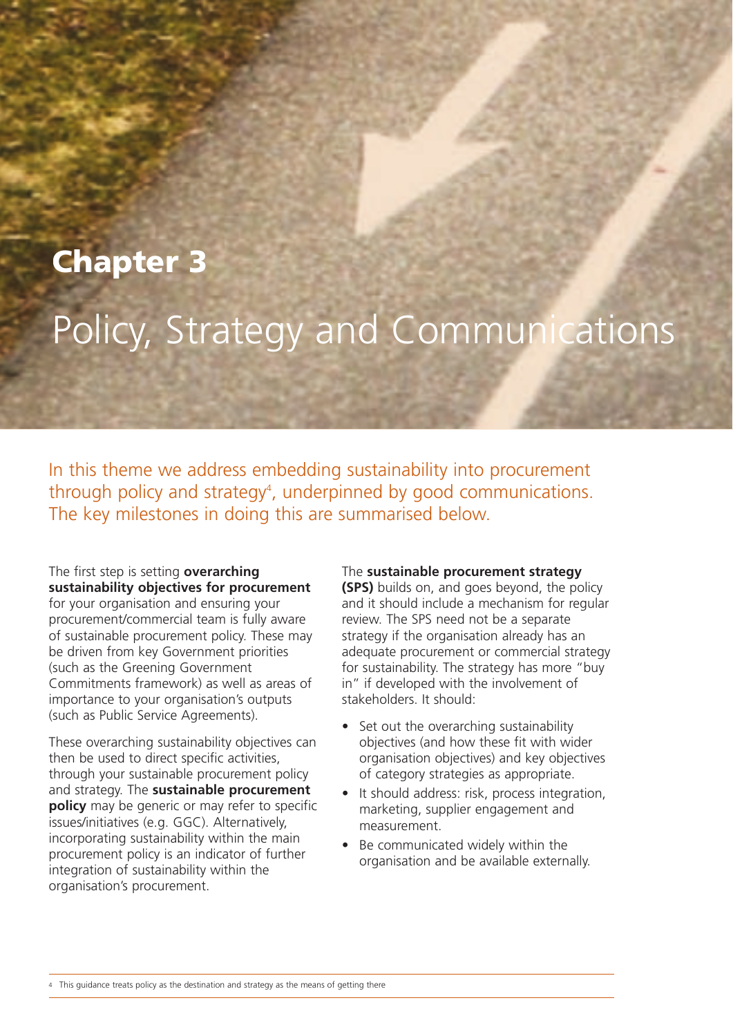# Chapter 3

## Policy, Strategy and Communications

In this theme we address embedding sustainability into procurement through policy and strategy[4], underpinned by good communications. The key milestones in doing this are summarised below.

The first step is setting **overarching sustainability objectives for procurement** for your organisation and ensuring your procurement/commercial team is fully aware of sustainable procurement policy. These may be driven from key Government priorities (such as the Greening Government Commitments framework) as well as areas of importance to your organisation's outputs (such as Public Service Agreements).

These overarching sustainability objectives can then be used to direct specific activities, through your sustainable procurement policy and strategy. The **sustainable procurement policy** may be generic or may refer to specific issues/initiatives (e.g. GGC). Alternatively, incorporating sustainability within the main procurement policy is an indicator of further integration of sustainability within the organisation's procurement.

The **sustainable procurement strategy (SPS)** builds on, and goes beyond, the policy and it should include a mechanism for regular review. The SPS need not be a separate strategy if the organisation already has an adequate procurement or commercial strategy for sustainability. The strategy has more "buy in" if developed with the involvement of stakeholders. It should:

- Set out the overarching sustainability objectives (and how these fit with wider organisation objectives) and key objectives of category strategies as appropriate.
- It should address: risk, process integration, marketing, supplier engagement and measurement.
- Be communicated widely within the organisation and be available externally.

[4] This guidance treats policy as the destination and strategy as the means of getting there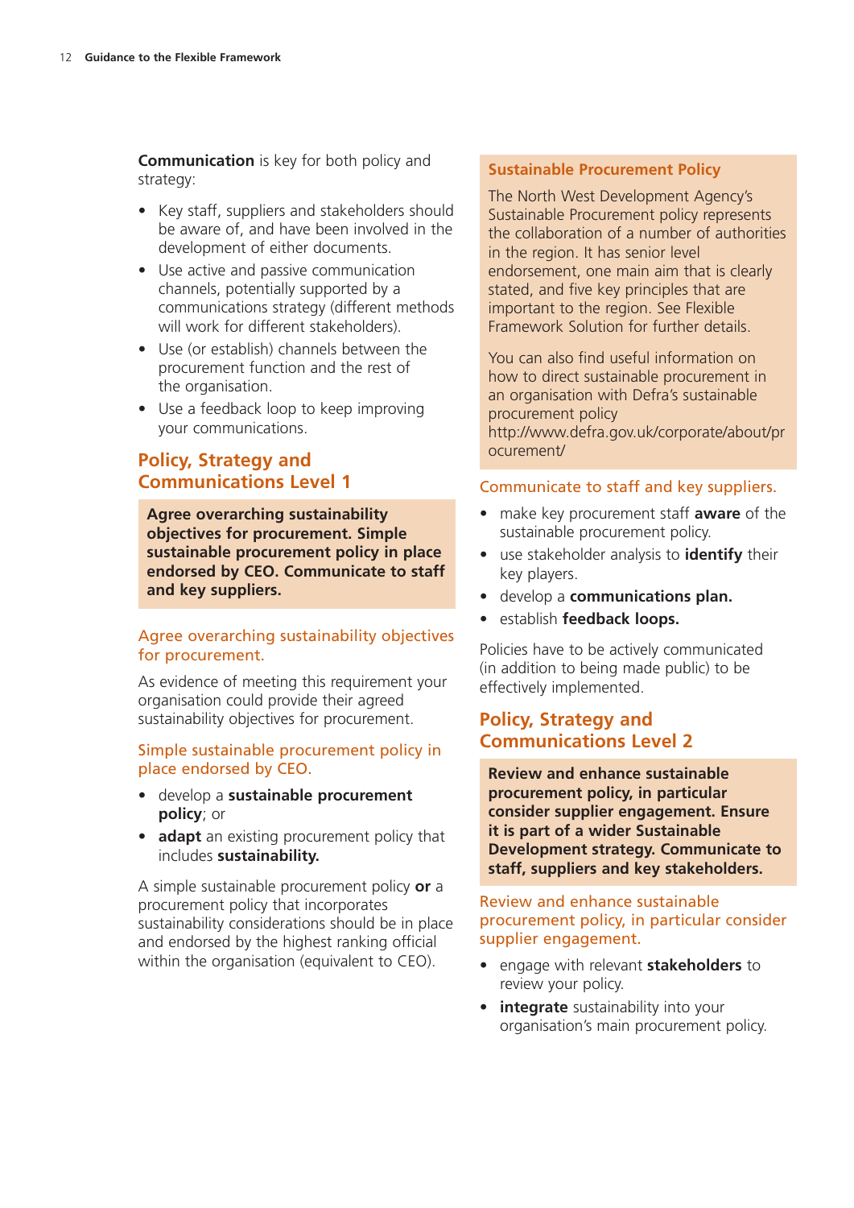**Communication** is key for both policy and strategy:

- Key staff, suppliers and stakeholders should be aware of, and have been involved in the development of either documents.
- Use active and passive communication channels, potentially supported by a communications strategy (different methods will work for different stakeholders).
- Use (or establish) channels between the procurement function and the rest of the organisation.
- Use a feedback loop to keep improving your communications.

## Policy, Strategy and Communications Level 1

**Agree overarching sustainability objectives for procurement. Simple sustainable procurement policy in place endorsed by CEO. Communicate to staff and key suppliers.**

### Agree overarching sustainability objectives for procurement.

As evidence of meeting this requirement your organisation could provide their agreed sustainability objectives for procurement.

### Simple sustainable procurement policy in place endorsed by CEO.

- develop a **sustainable procurement policy**; or
- **adapt** an existing procurement policy that includes **sustainability.**

A simple sustainable procurement policy **or** a procurement policy that incorporates sustainability considerations should be in place and endorsed by the highest ranking official within the organisation (equivalent to CEO).

### Sustainable Procurement Policy

The North West Development Agency's Sustainable Procurement policy represents the collaboration of a number of authorities in the region. It has senior level endorsement, one main aim that is clearly stated, and five key principles that are important to the region. See Flexible Framework Solution for further details.

You can also find useful information on how to direct sustainable procurement in an organisation with Defra's sustainable procurement policy http://www.defra.gov.uk/corporate/about/procurement/

### Communicate to staff and key suppliers.

- make key procurement staff **aware** of the sustainable procurement policy.
- use stakeholder analysis to **identify** their key players.
- develop a **communications plan.**
- establish **feedback loops.**

Policies have to be actively communicated (in addition to being made public) to be effectively implemented.

## Policy, Strategy and Communications Level 2

**Review and enhance sustainable procurement policy, in particular consider supplier engagement. Ensure it is part of a wider Sustainable Development strategy. Communicate to staff, suppliers and key stakeholders.**

### Review and enhance sustainable procurement policy, in particular consider supplier engagement.

- engage with relevant **stakeholders** to review your policy.
- **integrate** sustainability into your organisation's main procurement policy.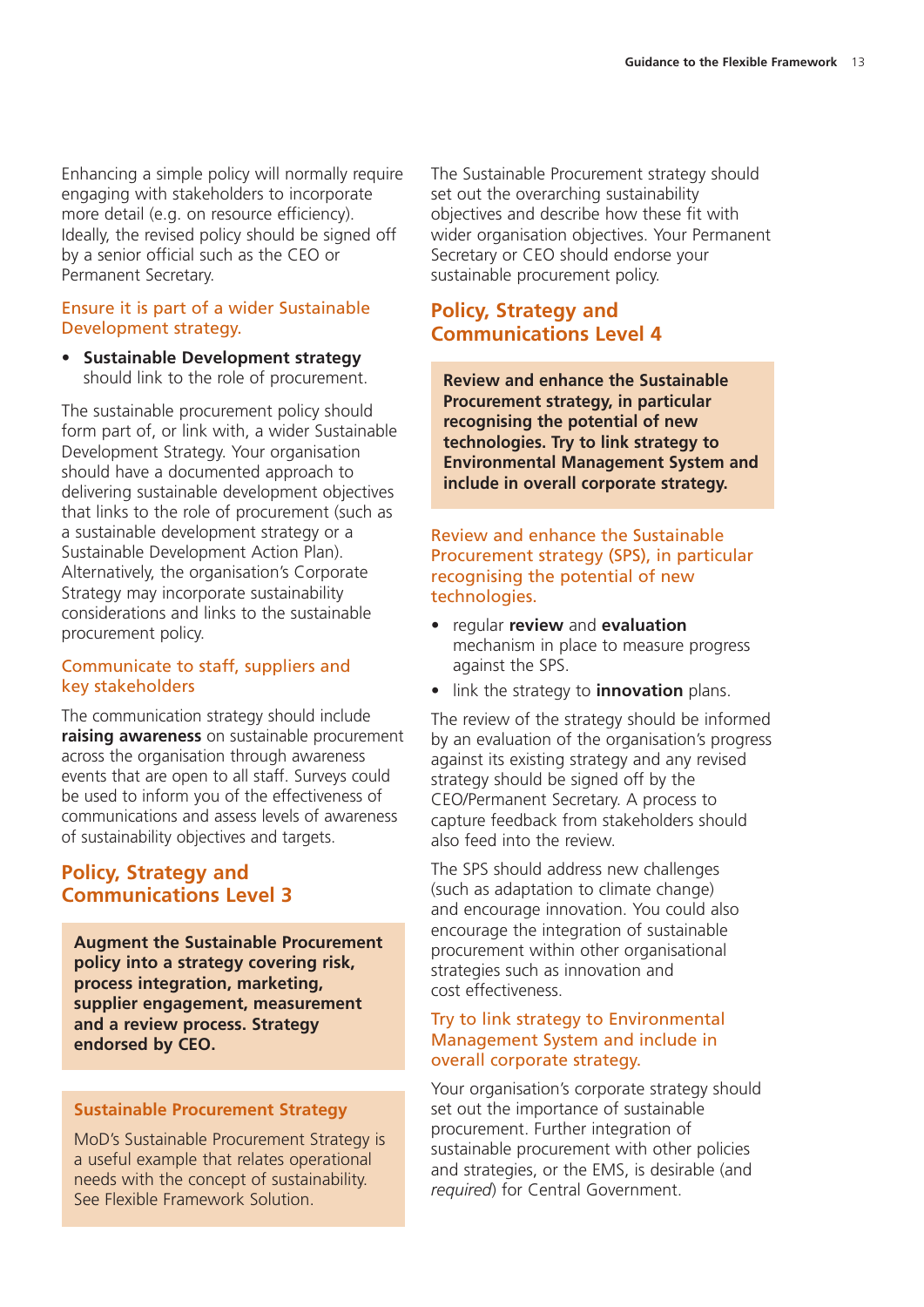Enhancing a simple policy will normally require engaging with stakeholders to incorporate more detail (e.g. on resource efficiency). Ideally, the revised policy should be signed off by a senior official such as the CEO or Permanent Secretary.

### Ensure it is part of a wider Sustainable Development strategy.

- **Sustainable Development strategy** should link to the role of procurement.

The sustainable procurement policy should form part of, or link with, a wider Sustainable Development Strategy. Your organisation should have a documented approach to delivering sustainable development objectives that links to the role of procurement (such as a sustainable development strategy or a Sustainable Development Action Plan). Alternatively, the organisation's Corporate Strategy may incorporate sustainability considerations and links to the sustainable procurement policy.

### Communicate to staff, suppliers and key stakeholders

The communication strategy should include **raising awareness** on sustainable procurement across the organisation through awareness events that are open to all staff. Surveys could be used to inform you of the effectiveness of communications and assess levels of awareness of sustainability objectives and targets.

## Policy, Strategy and Communications Level 3

**Augment the Sustainable Procurement policy into a strategy covering risk, process integration, marketing, supplier engagement, measurement and a review process. Strategy endorsed by CEO.**

**Sustainable Procurement Strategy**

MoD's Sustainable Procurement Strategy is a useful example that relates operational needs with the concept of sustainability. See Flexible Framework Solution.

The Sustainable Procurement strategy should set out the overarching sustainability objectives and describe how these fit with wider organisation objectives. Your Permanent Secretary or CEO should endorse your sustainable procurement policy.

## Policy, Strategy and Communications Level 4

**Review and enhance the Sustainable Procurement strategy, in particular recognising the potential of new technologies. Try to link strategy to Environmental Management System and include in overall corporate strategy.**

### Review and enhance the Sustainable Procurement strategy (SPS), in particular recognising the potential of new technologies.

- regular **review** and **evaluation** mechanism in place to measure progress against the SPS.
- link the strategy to **innovation** plans.

The review of the strategy should be informed by an evaluation of the organisation's progress against its existing strategy and any revised strategy should be signed off by the CEO/Permanent Secretary. A process to capture feedback from stakeholders should also feed into the review.

The SPS should address new challenges (such as adaptation to climate change) and encourage innovation. You could also encourage the integration of sustainable procurement within other organisational strategies such as innovation and cost effectiveness.

### Try to link strategy to Environmental Management System and include in overall corporate strategy.

Your organisation's corporate strategy should set out the importance of sustainable procurement. Further integration of sustainable procurement with other policies and strategies, or the EMS, is desirable (and *required*) for Central Government.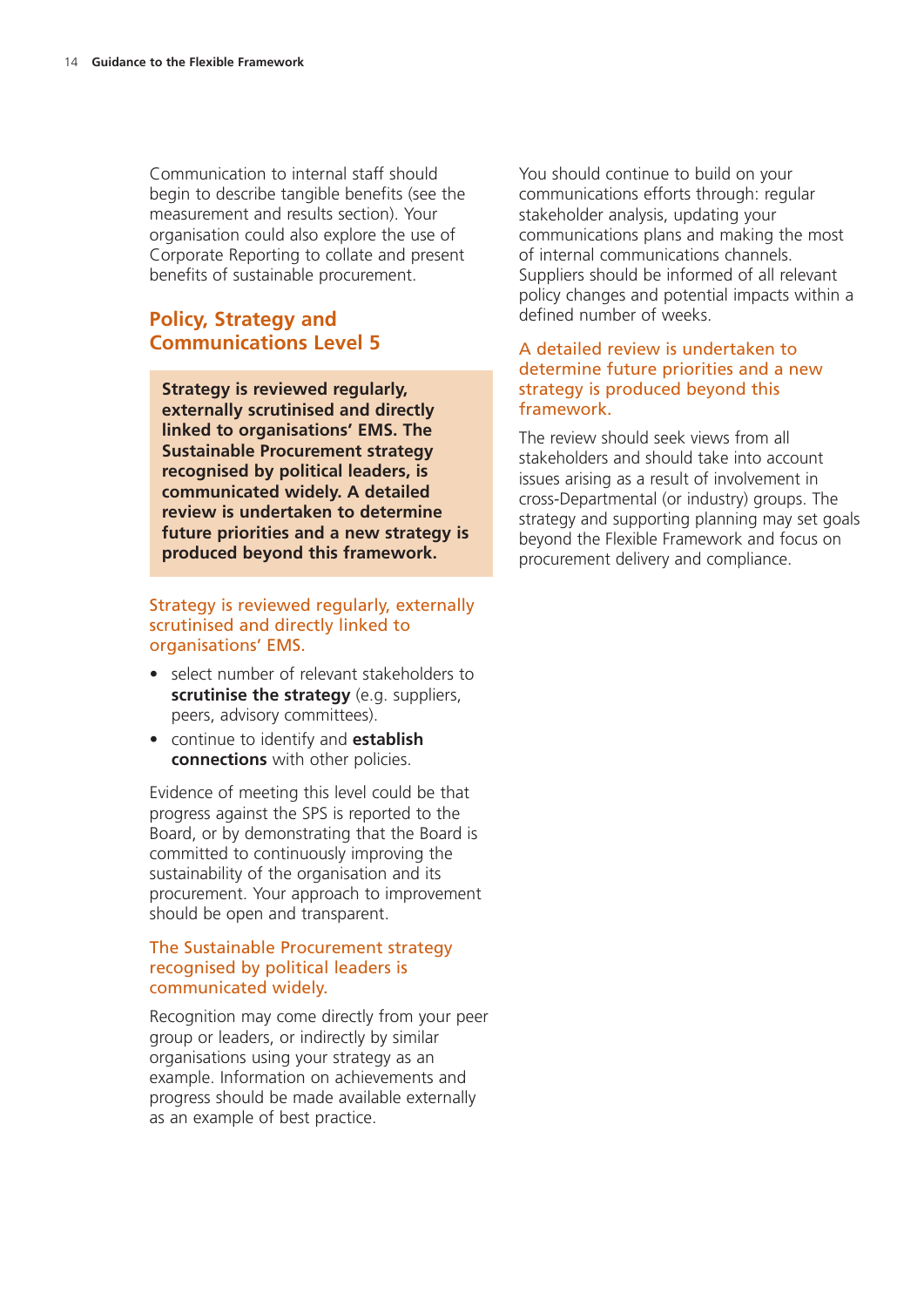Communication to internal staff should begin to describe tangible benefits (see the measurement and results section). Your organisation could also explore the use of Corporate Reporting to collate and present benefits of sustainable procurement.

## Policy, Strategy and Communications Level 5

**Strategy is reviewed regularly, externally scrutinised and directly linked to organisations' EMS. The Sustainable Procurement strategy recognised by political leaders, is communicated widely. A detailed review is undertaken to determine future priorities and a new strategy is produced beyond this framework.**

### Strategy is reviewed regularly, externally scrutinised and directly linked to organisations' EMS.

- select number of relevant stakeholders to **scrutinise the strategy** (e.g. suppliers, peers, advisory committees).
- continue to identify and **establish connections** with other policies.

Evidence of meeting this level could be that progress against the SPS is reported to the Board, or by demonstrating that the Board is committed to continuously improving the sustainability of the organisation and its procurement. Your approach to improvement should be open and transparent.

### The Sustainable Procurement strategy recognised by political leaders is communicated widely.

Recognition may come directly from your peer group or leaders, or indirectly by similar organisations using your strategy as an example. Information on achievements and progress should be made available externally as an example of best practice.

You should continue to build on your communications efforts through: regular stakeholder analysis, updating your communications plans and making the most of internal communications channels. Suppliers should be informed of all relevant policy changes and potential impacts within a defined number of weeks.

### A detailed review is undertaken to determine future priorities and a new strategy is produced beyond this framework.

The review should seek views from all stakeholders and should take into account issues arising as a result of involvement in cross-Departmental (or industry) groups. The strategy and supporting planning may set goals beyond the Flexible Framework and focus on procurement delivery and compliance.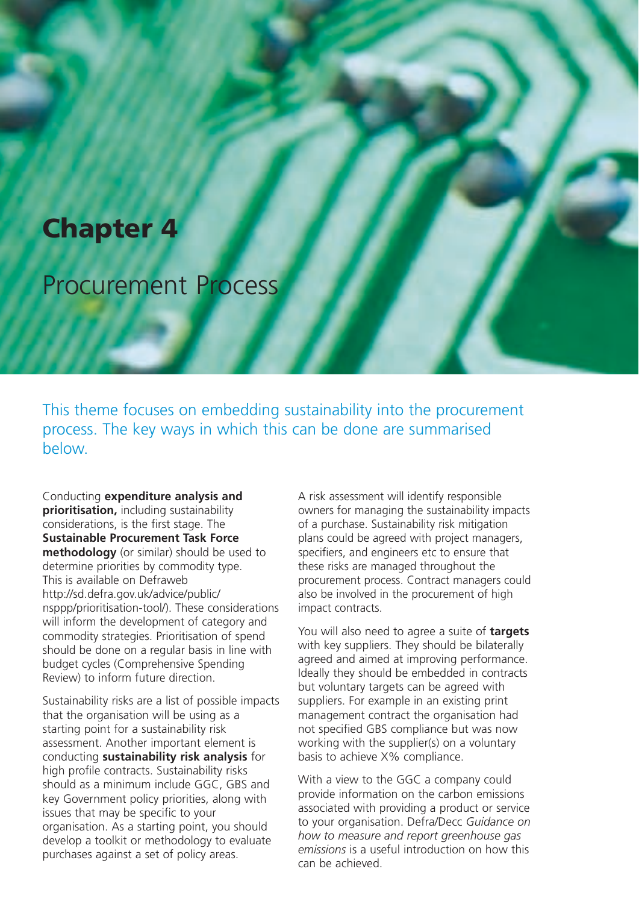# Chapter 4

## Procurement Process

This theme focuses on embedding sustainability into the procurement process. The key ways in which this can be done are summarised below.

Conducting **expenditure analysis and prioritisation,** including sustainability considerations, is the first stage. The **Sustainable Procurement Task Force methodology** (or similar) should be used to determine priorities by commodity type. This is available on Defraweb http://sd.defra.gov.uk/advice/public/nsppp/prioritisation-tool/). These considerations will inform the development of category and commodity strategies. Prioritisation of spend should be done on a regular basis in line with budget cycles (Comprehensive Spending Review) to inform future direction.

Sustainability risks are a list of possible impacts that the organisation will be using as a starting point for a sustainability risk assessment. Another important element is conducting **sustainability risk analysis** for high profile contracts. Sustainability risks should as a minimum include GGC, GBS and key Government policy priorities, along with issues that may be specific to your organisation. As a starting point, you should develop a toolkit or methodology to evaluate purchases against a set of policy areas.

A risk assessment will identify responsible owners for managing the sustainability impacts of a purchase. Sustainability risk mitigation plans could be agreed with project managers, specifiers, and engineers etc to ensure that these risks are managed throughout the procurement process. Contract managers could also be involved in the procurement of high impact contracts.

You will also need to agree a suite of **targets** with key suppliers. They should be bilaterally agreed and aimed at improving performance. Ideally they should be embedded in contracts but voluntary targets can be agreed with suppliers. For example in an existing print management contract the organisation had not specified GBS compliance but was now working with the supplier(s) on a voluntary basis to achieve X% compliance.

With a view to the GGC a company could provide information on the carbon emissions associated with providing a product or service to your organisation. Defra/Decc *Guidance on how to measure and report greenhouse gas emissions* is a useful introduction on how this can be achieved.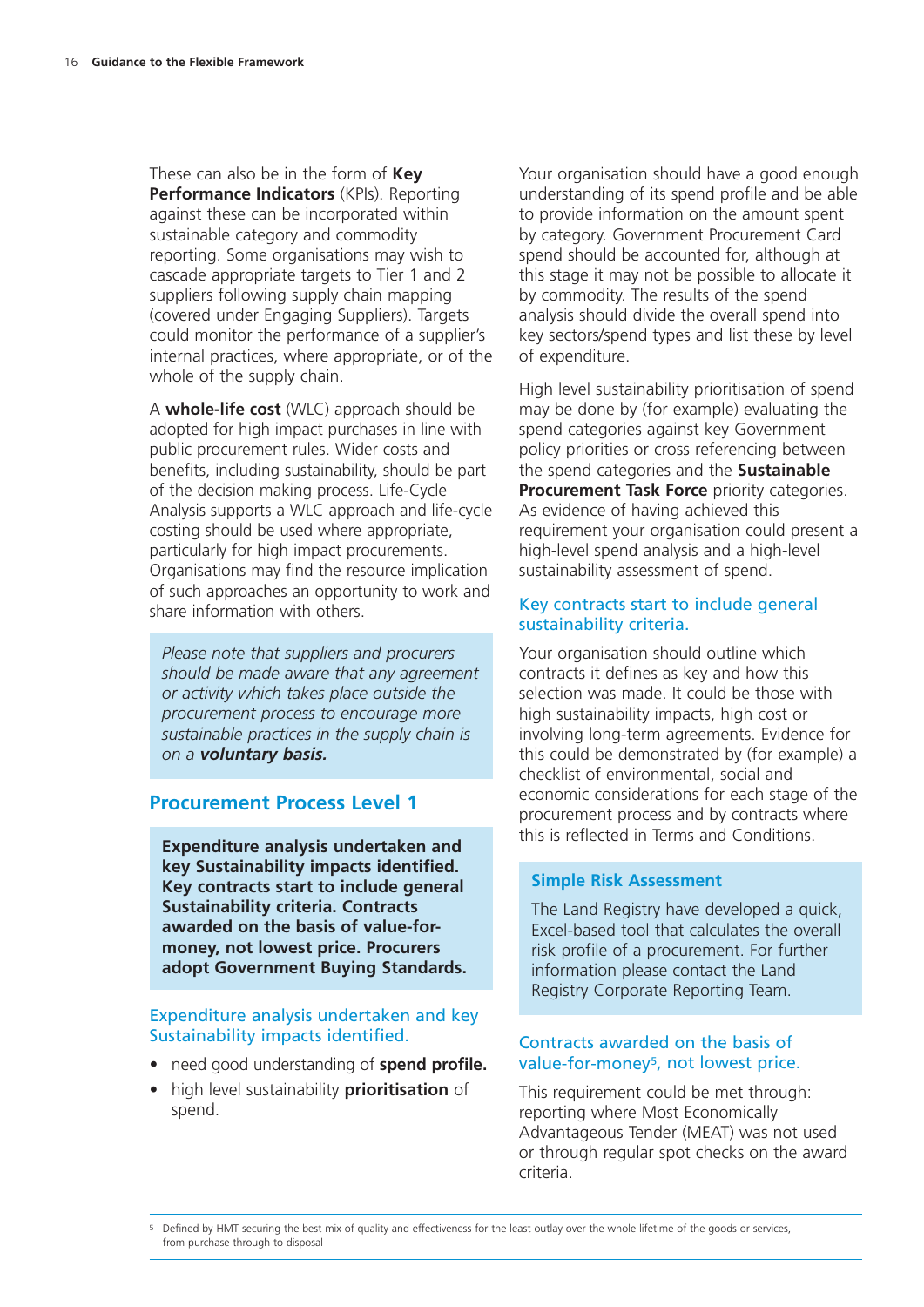These can also be in the form of **Key Performance Indicators** (KPIs). Reporting against these can be incorporated within sustainable category and commodity reporting. Some organisations may wish to cascade appropriate targets to Tier 1 and 2 suppliers following supply chain mapping (covered under Engaging Suppliers). Targets could monitor the performance of a supplier's internal practices, where appropriate, or of the whole of the supply chain.

A **whole-life cost** (WLC) approach should be adopted for high impact purchases in line with public procurement rules. Wider costs and benefits, including sustainability, should be part of the decision making process. Life-Cycle Analysis supports a WLC approach and life-cycle costing should be used where appropriate, particularly for high impact procurements. Organisations may find the resource implication of such approaches an opportunity to work and share information with others.

*Please note that suppliers and procurers should be made aware that any agreement or activity which takes place outside the procurement process to encourage more sustainable practices in the supply chain is on a **voluntary basis.***

## Procurement Process Level 1

**Expenditure analysis undertaken and key Sustainability impacts identified. Key contracts start to include general Sustainability criteria. Contracts awarded on the basis of value-for-money, not lowest price. Procurers adopt Government Buying Standards.**

### Expenditure analysis undertaken and key Sustainability impacts identified.

- need good understanding of **spend profile.**
- high level sustainability **prioritisation** of spend.

Your organisation should have a good enough understanding of its spend profile and be able to provide information on the amount spent by category. Government Procurement Card spend should be accounted for, although at this stage it may not be possible to allocate it by commodity. The results of the spend analysis should divide the overall spend into key sectors/spend types and list these by level of expenditure.

High level sustainability prioritisation of spend may be done by (for example) evaluating the spend categories against key Government policy priorities or cross referencing between the spend categories and the **Sustainable Procurement Task Force** priority categories. As evidence of having achieved this requirement your organisation could present a high-level spend analysis and a high-level sustainability assessment of spend.

### Key contracts start to include general sustainability criteria.

Your organisation should outline which contracts it defines as key and how this selection was made. It could be those with high sustainability impacts, high cost or involving long-term agreements. Evidence for this could be demonstrated by (for example) a checklist of environmental, social and economic considerations for each stage of the procurement process and by contracts where this is reflected in Terms and Conditions.

**Simple Risk Assessment**

The Land Registry have developed a quick, Excel-based tool that calculates the overall risk profile of a procurement. For further information please contact the Land Registry Corporate Reporting Team.

### Contracts awarded on the basis of value-for-money[5], not lowest price.

This requirement could be met through: reporting where Most Economically Advantageous Tender (MEAT) was not used or through regular spot checks on the award criteria.

[5] Defined by HMT securing the best mix of quality and effectiveness for the least outlay over the whole lifetime of the goods or services, from purchase through to disposal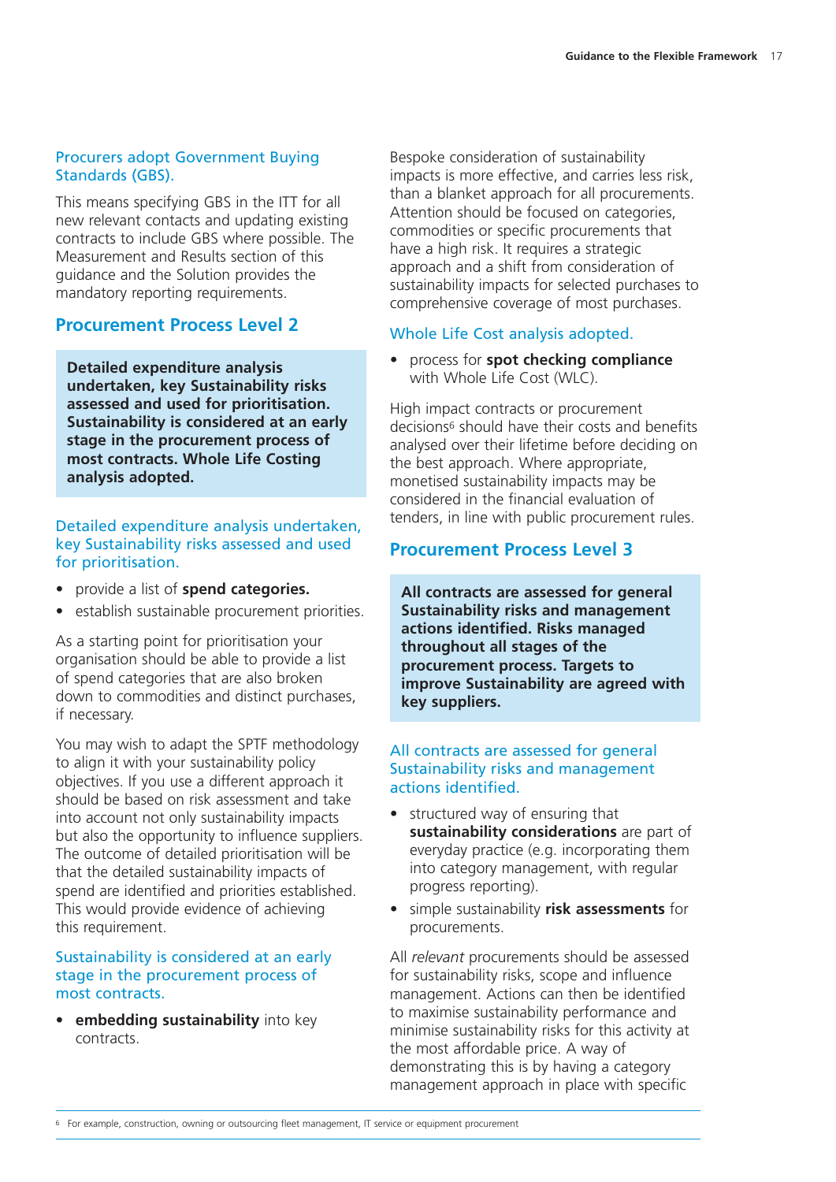### Procurers adopt Government Buying Standards (GBS).

This means specifying GBS in the ITT for all new relevant contacts and updating existing contracts to include GBS where possible. The Measurement and Results section of this guidance and the Solution provides the mandatory reporting requirements.

## Procurement Process Level 2

**Detailed expenditure analysis undertaken, key Sustainability risks assessed and used for prioritisation. Sustainability is considered at an early stage in the procurement process of most contracts. Whole Life Costing analysis adopted.**

### Detailed expenditure analysis undertaken, key Sustainability risks assessed and used for prioritisation.

- provide a list of **spend categories.**
- establish sustainable procurement priorities.

As a starting point for prioritisation your organisation should be able to provide a list of spend categories that are also broken down to commodities and distinct purchases, if necessary.

You may wish to adapt the SPTF methodology to align it with your sustainability policy objectives. If you use a different approach it should be based on risk assessment and take into account not only sustainability impacts but also the opportunity to influence suppliers. The outcome of detailed prioritisation will be that the detailed sustainability impacts of spend are identified and priorities established. This would provide evidence of achieving this requirement.

### Sustainability is considered at an early stage in the procurement process of most contracts.

- **embedding sustainability** into key contracts.

Bespoke consideration of sustainability impacts is more effective, and carries less risk, than a blanket approach for all procurements. Attention should be focused on categories, commodities or specific procurements that have a high risk. It requires a strategic approach and a shift from consideration of sustainability impacts for selected purchases to comprehensive coverage of most purchases.

### Whole Life Cost analysis adopted.

- process for **spot checking compliance** with Whole Life Cost (WLC).

High impact contracts or procurement decisions[6] should have their costs and benefits analysed over their lifetime before deciding on the best approach. Where appropriate, monetised sustainability impacts may be considered in the financial evaluation of tenders, in line with public procurement rules.

## Procurement Process Level 3

**All contracts are assessed for general Sustainability risks and management actions identified. Risks managed throughout all stages of the procurement process. Targets to improve Sustainability are agreed with key suppliers.**

### All contracts are assessed for general Sustainability risks and management actions identified.

- structured way of ensuring that **sustainability considerations** are part of everyday practice (e.g. incorporating them into category management, with regular progress reporting).
- simple sustainability **risk assessments** for procurements.

All *relevant* procurements should be assessed for sustainability risks, scope and influence management. Actions can then be identified to maximise sustainability performance and minimise sustainability risks for this activity at the most affordable price. A way of demonstrating this is by having a category management approach in place with specific

[6] For example, construction, owning or outsourcing fleet management, IT service or equipment procurement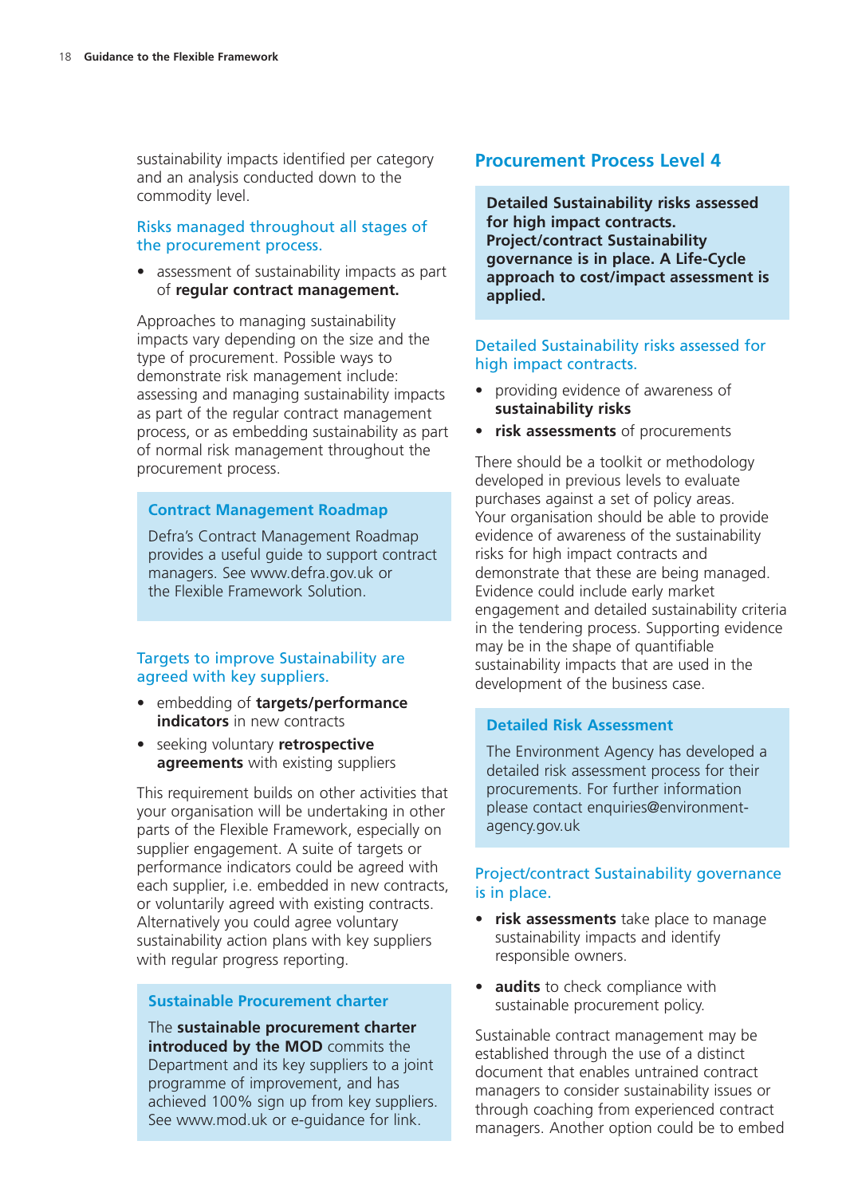sustainability impacts identified per category and an analysis conducted down to the commodity level.

### Risks managed throughout all stages of the procurement process.

- assessment of sustainability impacts as part of **regular contract management.**

Approaches to managing sustainability impacts vary depending on the size and the type of procurement. Possible ways to demonstrate risk management include: assessing and managing sustainability impacts as part of the regular contract management process, or as embedding sustainability as part of normal risk management throughout the procurement process.

> **Contract Management Roadmap**
>
> Defra's Contract Management Roadmap provides a useful guide to support contract managers. See www.defra.gov.uk or the Flexible Framework Solution.

### Targets to improve Sustainability are agreed with key suppliers.

- embedding of **targets/performance indicators** in new contracts
- seeking voluntary **retrospective agreements** with existing suppliers

This requirement builds on other activities that your organisation will be undertaking in other parts of the Flexible Framework, especially on supplier engagement. A suite of targets or performance indicators could be agreed with each supplier, i.e. embedded in new contracts, or voluntarily agreed with existing contracts. Alternatively you could agree voluntary sustainability action plans with key suppliers with regular progress reporting.

> **Sustainable Procurement charter**
>
> The **sustainable procurement charter introduced by the MOD** commits the Department and its key suppliers to a joint programme of improvement, and has achieved 100% sign up from key suppliers. See www.mod.uk or e-guidance for link.

## Procurement Process Level 4

> **Detailed Sustainability risks assessed for high impact contracts. Project/contract Sustainability governance is in place. A Life-Cycle approach to cost/impact assessment is applied.**

### Detailed Sustainability risks assessed for high impact contracts.

- providing evidence of awareness of **sustainability risks**
- **risk assessments** of procurements

There should be a toolkit or methodology developed in previous levels to evaluate purchases against a set of policy areas. Your organisation should be able to provide evidence of awareness of the sustainability risks for high impact contracts and demonstrate that these are being managed. Evidence could include early market engagement and detailed sustainability criteria in the tendering process. Supporting evidence may be in the shape of quantifiable sustainability impacts that are used in the development of the business case.

> **Detailed Risk Assessment**
>
> The Environment Agency has developed a detailed risk assessment process for their procurements. For further information please contact enquiries@environment-agency.gov.uk

### Project/contract Sustainability governance is in place.

- **risk assessments** take place to manage sustainability impacts and identify responsible owners.
- **audits** to check compliance with sustainable procurement policy.

Sustainable contract management may be established through the use of a distinct document that enables untrained contract managers to consider sustainability issues or through coaching from experienced contract managers. Another option could be to embed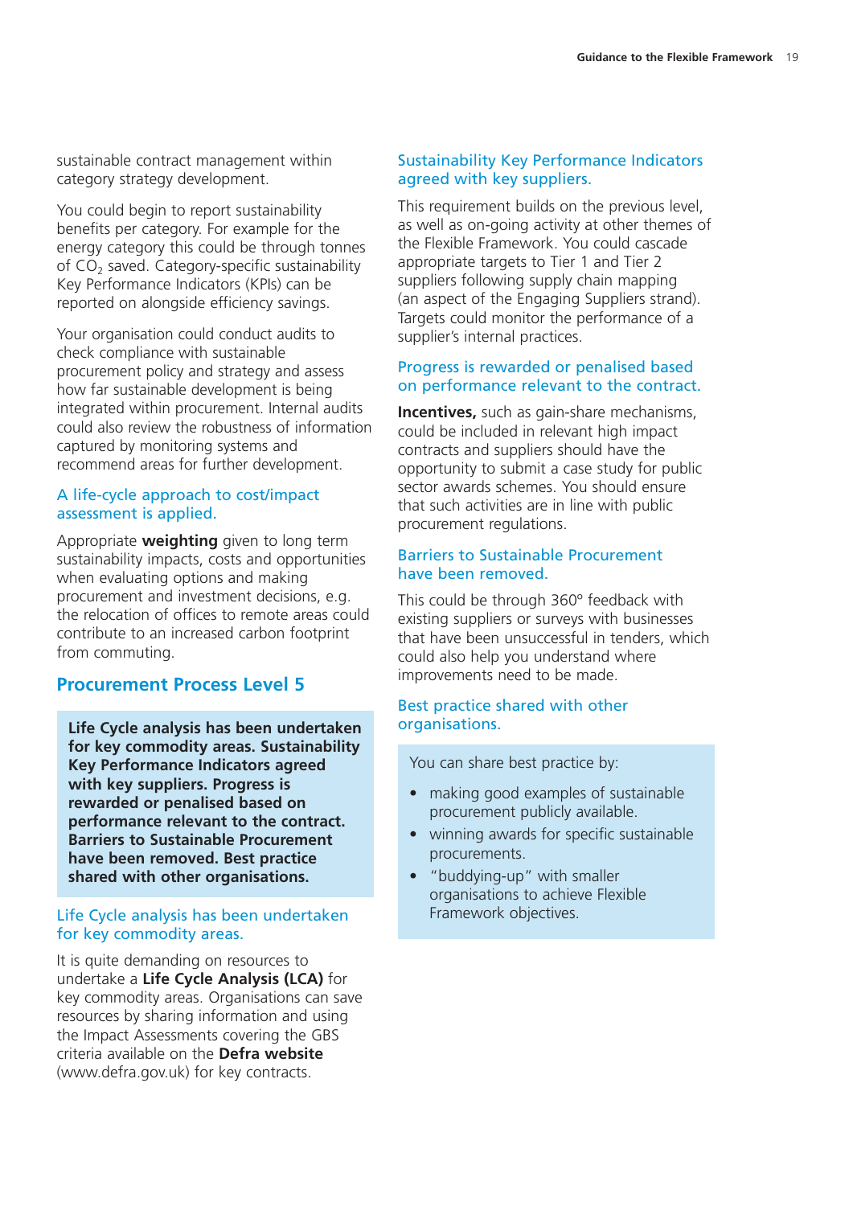sustainable contract management within category strategy development.

You could begin to report sustainability benefits per category. For example for the energy category this could be through tonnes of $CO_2$ saved. Category-specific sustainability Key Performance Indicators (KPIs) can be reported on alongside efficiency savings.

Your organisation could conduct audits to check compliance with sustainable procurement policy and strategy and assess how far sustainable development is being integrated within procurement. Internal audits could also review the robustness of information captured by monitoring systems and recommend areas for further development.

### A life-cycle approach to cost/impact assessment is applied.

Appropriate **weighting** given to long term sustainability impacts, costs and opportunities when evaluating options and making procurement and investment decisions, e.g. the relocation of offices to remote areas could contribute to an increased carbon footprint from commuting.

## Procurement Process Level 5

**Life Cycle analysis has been undertaken for key commodity areas. Sustainability Key Performance Indicators agreed with key suppliers. Progress is rewarded or penalised based on performance relevant to the contract. Barriers to Sustainable Procurement have been removed. Best practice shared with other organisations.**

### Life Cycle analysis has been undertaken for key commodity areas.

It is quite demanding on resources to undertake a **Life Cycle Analysis (LCA)** for key commodity areas. Organisations can save resources by sharing information and using the Impact Assessments covering the GBS criteria available on the **Defra website** (www.defra.gov.uk) for key contracts.

### Sustainability Key Performance Indicators agreed with key suppliers.

This requirement builds on the previous level, as well as on-going activity at other themes of the Flexible Framework. You could cascade appropriate targets to Tier 1 and Tier 2 suppliers following supply chain mapping (an aspect of the Engaging Suppliers strand). Targets could monitor the performance of a supplier's internal practices.

### Progress is rewarded or penalised based on performance relevant to the contract.

**Incentives,** such as gain-share mechanisms, could be included in relevant high impact contracts and suppliers should have the opportunity to submit a case study for public sector awards schemes. You should ensure that such activities are in line with public procurement regulations.

### Barriers to Sustainable Procurement have been removed.

This could be through 360° feedback with existing suppliers or surveys with businesses that have been unsuccessful in tenders, which could also help you understand where improvements need to be made.

### Best practice shared with other organisations.

You can share best practice by:

- making good examples of sustainable procurement publicly available.
- winning awards for specific sustainable procurements.
- "buddying-up" with smaller organisations to achieve Flexible Framework objectives.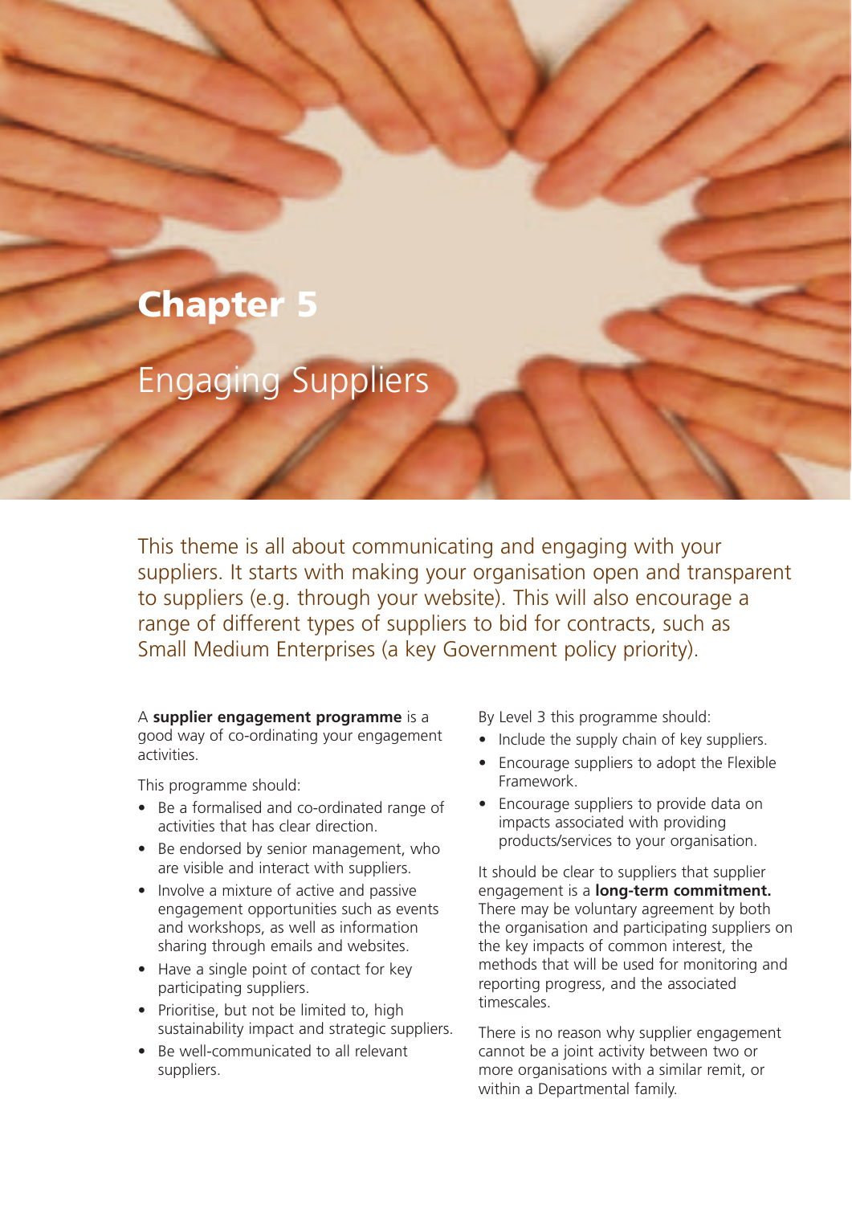# Chapter 5

## Engaging Suppliers

This theme is all about communicating and engaging with your suppliers. It starts with making your organisation open and transparent to suppliers (e.g. through your website). This will also encourage a range of different types of suppliers to bid for contracts, such as Small Medium Enterprises (a key Government policy priority).

A **supplier engagement programme** is a good way of co-ordinating your engagement activities.

This programme should:

- Be a formalised and co-ordinated range of activities that has clear direction.
- Be endorsed by senior management, who are visible and interact with suppliers.
- Involve a mixture of active and passive engagement opportunities such as events and workshops, as well as information sharing through emails and websites.
- Have a single point of contact for key participating suppliers.
- Prioritise, but not be limited to, high sustainability impact and strategic suppliers.
- Be well-communicated to all relevant suppliers.

By Level 3 this programme should:

- Include the supply chain of key suppliers.
- Encourage suppliers to adopt the Flexible Framework.
- Encourage suppliers to provide data on impacts associated with providing products/services to your organisation.

It should be clear to suppliers that supplier engagement is a **long-term commitment.** There may be voluntary agreement by both the organisation and participating suppliers on the key impacts of common interest, the methods that will be used for monitoring and reporting progress, and the associated timescales.

There is no reason why supplier engagement cannot be a joint activity between two or more organisations with a similar remit, or within a Departmental family.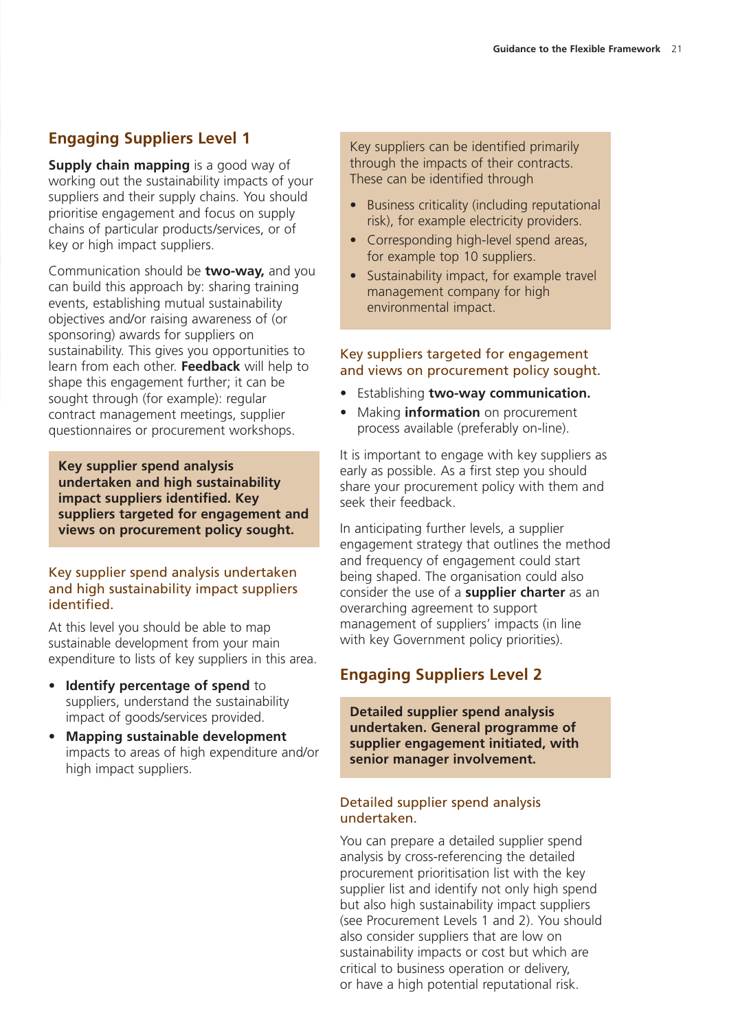## Engaging Suppliers Level 1

**Supply chain mapping** is a good way of working out the sustainability impacts of your suppliers and their supply chains. You should prioritise engagement and focus on supply chains of particular products/services, or of key or high impact suppliers.

Communication should be **two-way,** and you can build this approach by: sharing training events, establishing mutual sustainability objectives and/or raising awareness of (or sponsoring) awards for suppliers on sustainability. This gives you opportunities to learn from each other. **Feedback** will help to shape this engagement further; it can be sought through (for example): regular contract management meetings, supplier questionnaires or procurement workshops.

**Key supplier spend analysis undertaken and high sustainability impact suppliers identified. Key suppliers targeted for engagement and views on procurement policy sought.**

### Key supplier spend analysis undertaken and high sustainability impact suppliers identified.

At this level you should be able to map sustainable development from your main expenditure to lists of key suppliers in this area.

- **Identify percentage of spend** to suppliers, understand the sustainability impact of goods/services provided.
- **Mapping sustainable development** impacts to areas of high expenditure and/or high impact suppliers.

Key suppliers can be identified primarily through the impacts of their contracts. These can be identified through

- Business criticality (including reputational risk), for example electricity providers.
- Corresponding high-level spend areas, for example top 10 suppliers.
- Sustainability impact, for example travel management company for high environmental impact.

### Key suppliers targeted for engagement and views on procurement policy sought.

- Establishing **two-way communication.**
- Making **information** on procurement process available (preferably on-line).

It is important to engage with key suppliers as early as possible. As a first step you should share your procurement policy with them and seek their feedback.

In anticipating further levels, a supplier engagement strategy that outlines the method and frequency of engagement could start being shaped. The organisation could also consider the use of a **supplier charter** as an overarching agreement to support management of suppliers' impacts (in line with key Government policy priorities).

## Engaging Suppliers Level 2

**Detailed supplier spend analysis undertaken. General programme of supplier engagement initiated, with senior manager involvement.**

### Detailed supplier spend analysis undertaken.

You can prepare a detailed supplier spend analysis by cross-referencing the detailed procurement prioritisation list with the key supplier list and identify not only high spend but also high sustainability impact suppliers (see Procurement Levels 1 and 2). You should also consider suppliers that are low on sustainability impacts or cost but which are critical to business operation or delivery, or have a high potential reputational risk.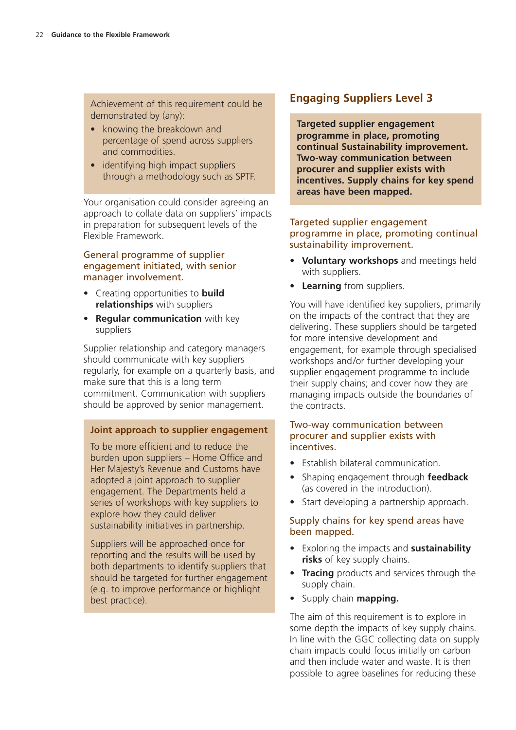Achievement of this requirement could be demonstrated by (any):

- knowing the breakdown and percentage of spend across suppliers and commodities.
- identifying high impact suppliers through a methodology such as SPTF.

Your organisation could consider agreeing an approach to collate data on suppliers' impacts in preparation for subsequent levels of the Flexible Framework.

### General programme of supplier engagement initiated, with senior manager involvement.

- Creating opportunities to **build relationships** with suppliers
- **Regular communication** with key suppliers

Supplier relationship and category managers should communicate with key suppliers regularly, for example on a quarterly basis, and make sure that this is a long term commitment. Communication with suppliers should be approved by senior management.

**Joint approach to supplier engagement**

To be more efficient and to reduce the burden upon suppliers – Home Office and Her Majesty's Revenue and Customs have adopted a joint approach to supplier engagement. The Departments held a series of workshops with key suppliers to explore how they could deliver sustainability initiatives in partnership.

Suppliers will be approached once for reporting and the results will be used by both departments to identify suppliers that should be targeted for further engagement (e.g. to improve performance or highlight best practice).

## Engaging Suppliers Level 3

**Targeted supplier engagement programme in place, promoting continual Sustainability improvement. Two-way communication between procurer and supplier exists with incentives. Supply chains for key spend areas have been mapped.**

### Targeted supplier engagement programme in place, promoting continual sustainability improvement.

- **Voluntary workshops** and meetings held with suppliers.
- **Learning** from suppliers.

You will have identified key suppliers, primarily on the impacts of the contract that they are delivering. These suppliers should be targeted for more intensive development and engagement, for example through specialised workshops and/or further developing your supplier engagement programme to include their supply chains; and cover how they are managing impacts outside the boundaries of the contracts.

### Two-way communication between procurer and supplier exists with incentives.

- Establish bilateral communication.
- Shaping engagement through **feedback** (as covered in the introduction).
- Start developing a partnership approach.

### Supply chains for key spend areas have been mapped.

- Exploring the impacts and **sustainability risks** of key supply chains.
- **Tracing** products and services through the supply chain.
- Supply chain **mapping.**

The aim of this requirement is to explore in some depth the impacts of key supply chains. In line with the GGC collecting data on supply chain impacts could focus initially on carbon and then include water and waste. It is then possible to agree baselines for reducing these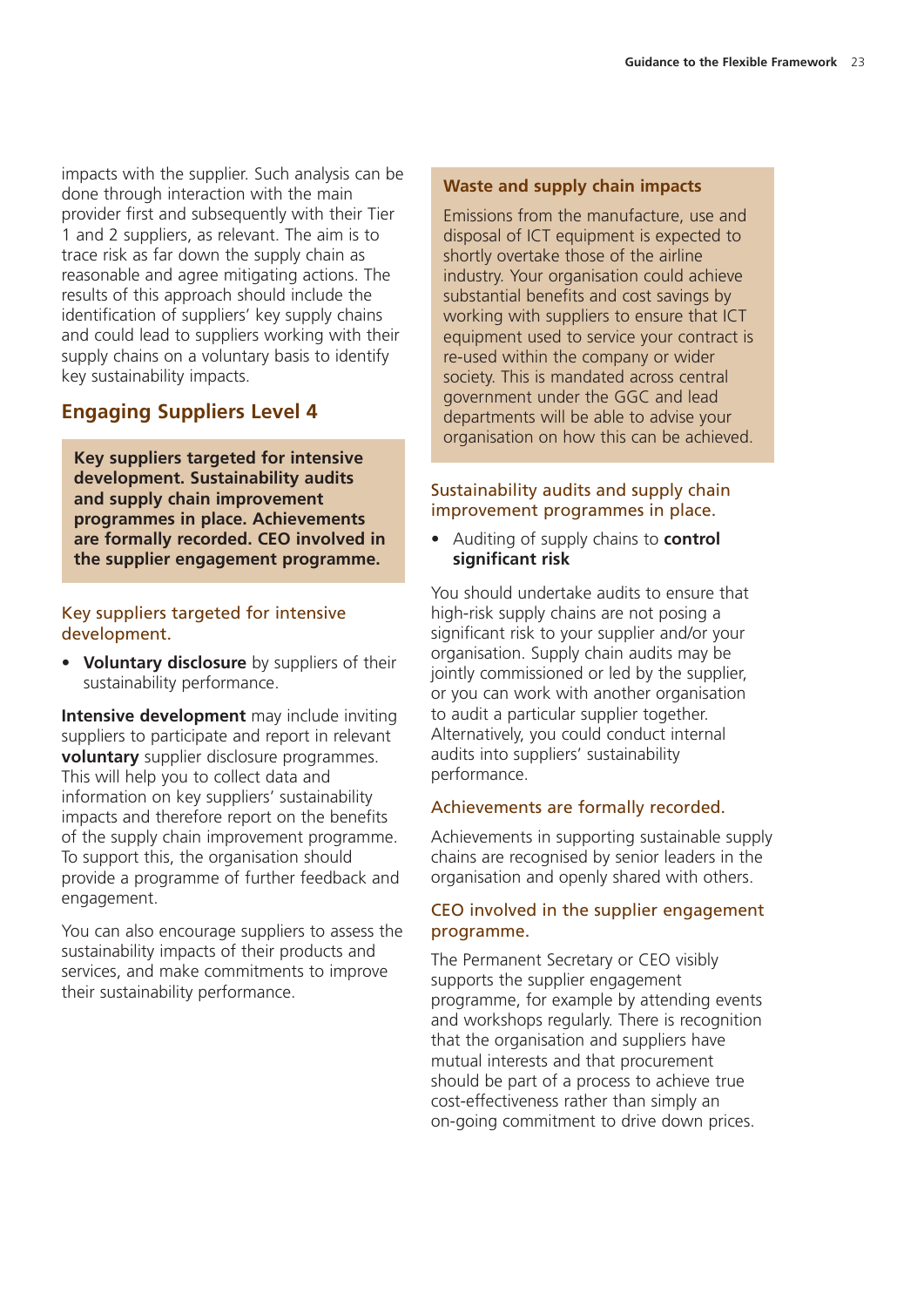impacts with the supplier. Such analysis can be done through interaction with the main provider first and subsequently with their Tier 1 and 2 suppliers, as relevant. The aim is to trace risk as far down the supply chain as reasonable and agree mitigating actions. The results of this approach should include the identification of suppliers' key supply chains and could lead to suppliers working with their supply chains on a voluntary basis to identify key sustainability impacts.

## Engaging Suppliers Level 4

**Key suppliers targeted for intensive development. Sustainability audits and supply chain improvement programmes in place. Achievements are formally recorded. CEO involved in the supplier engagement programme.**

### Key suppliers targeted for intensive development.

- **Voluntary disclosure** by suppliers of their sustainability performance.

**Intensive development** may include inviting suppliers to participate and report in relevant **voluntary** supplier disclosure programmes. This will help you to collect data and information on key suppliers' sustainability impacts and therefore report on the benefits of the supply chain improvement programme. To support this, the organisation should provide a programme of further feedback and engagement.

You can also encourage suppliers to assess the sustainability impacts of their products and services, and make commitments to improve their sustainability performance.

**Waste and supply chain impacts**

Emissions from the manufacture, use and disposal of ICT equipment is expected to shortly overtake those of the airline industry. Your organisation could achieve substantial benefits and cost savings by working with suppliers to ensure that ICT equipment used to service your contract is re-used within the company or wider society. This is mandated across central government under the GGC and lead departments will be able to advise your organisation on how this can be achieved.

### Sustainability audits and supply chain improvement programmes in place.

- Auditing of supply chains to **control significant risk**

You should undertake audits to ensure that high-risk supply chains are not posing a significant risk to your supplier and/or your organisation. Supply chain audits may be jointly commissioned or led by the supplier, or you can work with another organisation to audit a particular supplier together. Alternatively, you could conduct internal audits into suppliers' sustainability performance.

### Achievements are formally recorded.

Achievements in supporting sustainable supply chains are recognised by senior leaders in the organisation and openly shared with others.

### CEO involved in the supplier engagement programme.

The Permanent Secretary or CEO visibly supports the supplier engagement programme, for example by attending events and workshops regularly. There is recognition that the organisation and suppliers have mutual interests and that procurement should be part of a process to achieve true cost-effectiveness rather than simply an on-going commitment to drive down prices.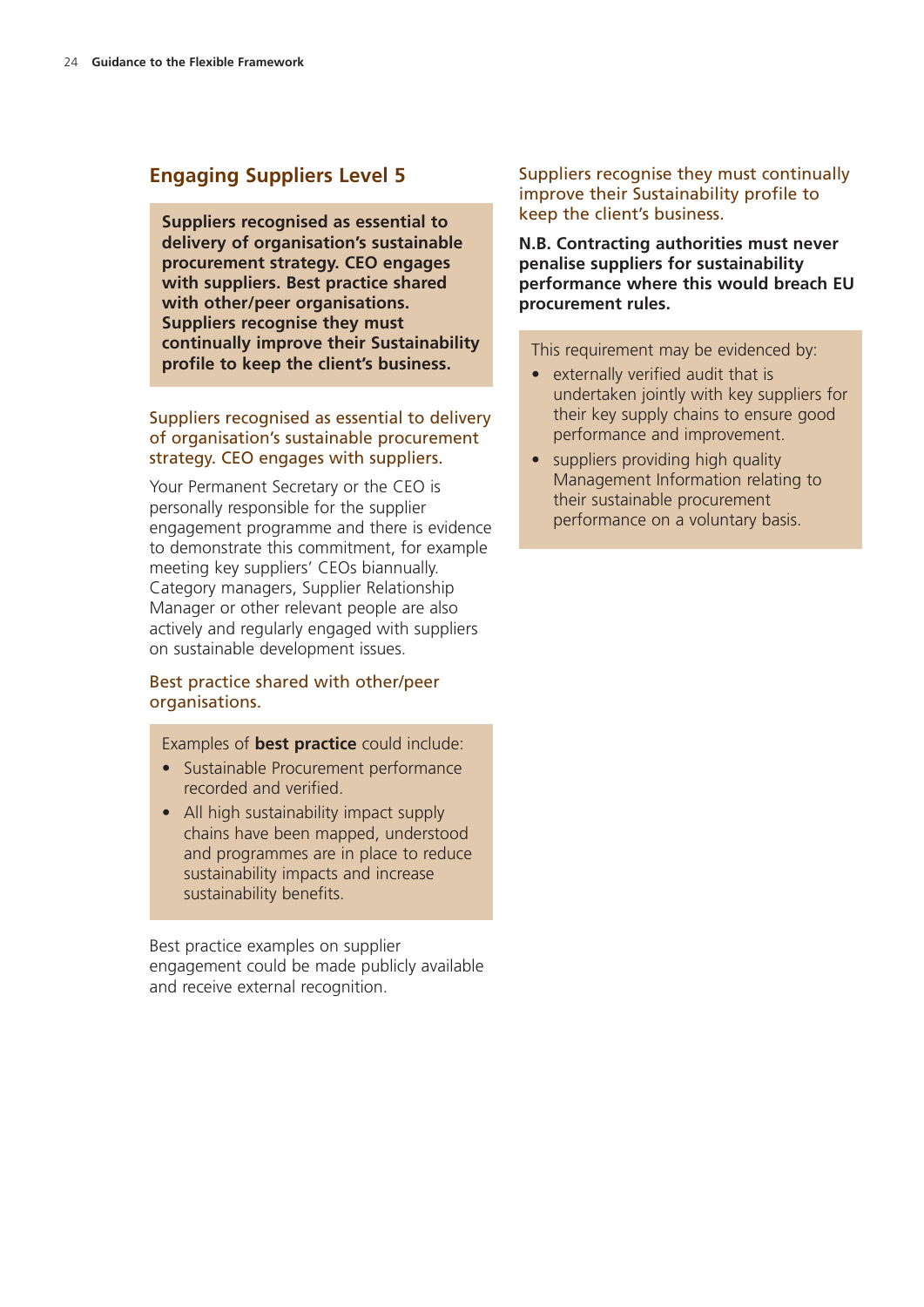## Engaging Suppliers Level 5

**Suppliers recognised as essential to delivery of organisation's sustainable procurement strategy. CEO engages with suppliers. Best practice shared with other/peer organisations. Suppliers recognise they must continually improve their Sustainability profile to keep the client's business.**

### Suppliers recognised as essential to delivery of organisation's sustainable procurement strategy. CEO engages with suppliers.

Your Permanent Secretary or the CEO is personally responsible for the supplier engagement programme and there is evidence to demonstrate this commitment, for example meeting key suppliers' CEOs biannually. Category managers, Supplier Relationship Manager or other relevant people are also actively and regularly engaged with suppliers on sustainable development issues.

### Best practice shared with other/peer organisations.

Examples of **best practice** could include:

- Sustainable Procurement performance recorded and verified.
- All high sustainability impact supply chains have been mapped, understood and programmes are in place to reduce sustainability impacts and increase sustainability benefits.

Best practice examples on supplier engagement could be made publicly available and receive external recognition.

### Suppliers recognise they must continually improve their Sustainability profile to keep the client's business.

**N.B. Contracting authorities must never penalise suppliers for sustainability performance where this would breach EU procurement rules.**

This requirement may be evidenced by:

- externally verified audit that is undertaken jointly with key suppliers for their key supply chains to ensure good performance and improvement.
- suppliers providing high quality Management Information relating to their sustainable procurement performance on a voluntary basis.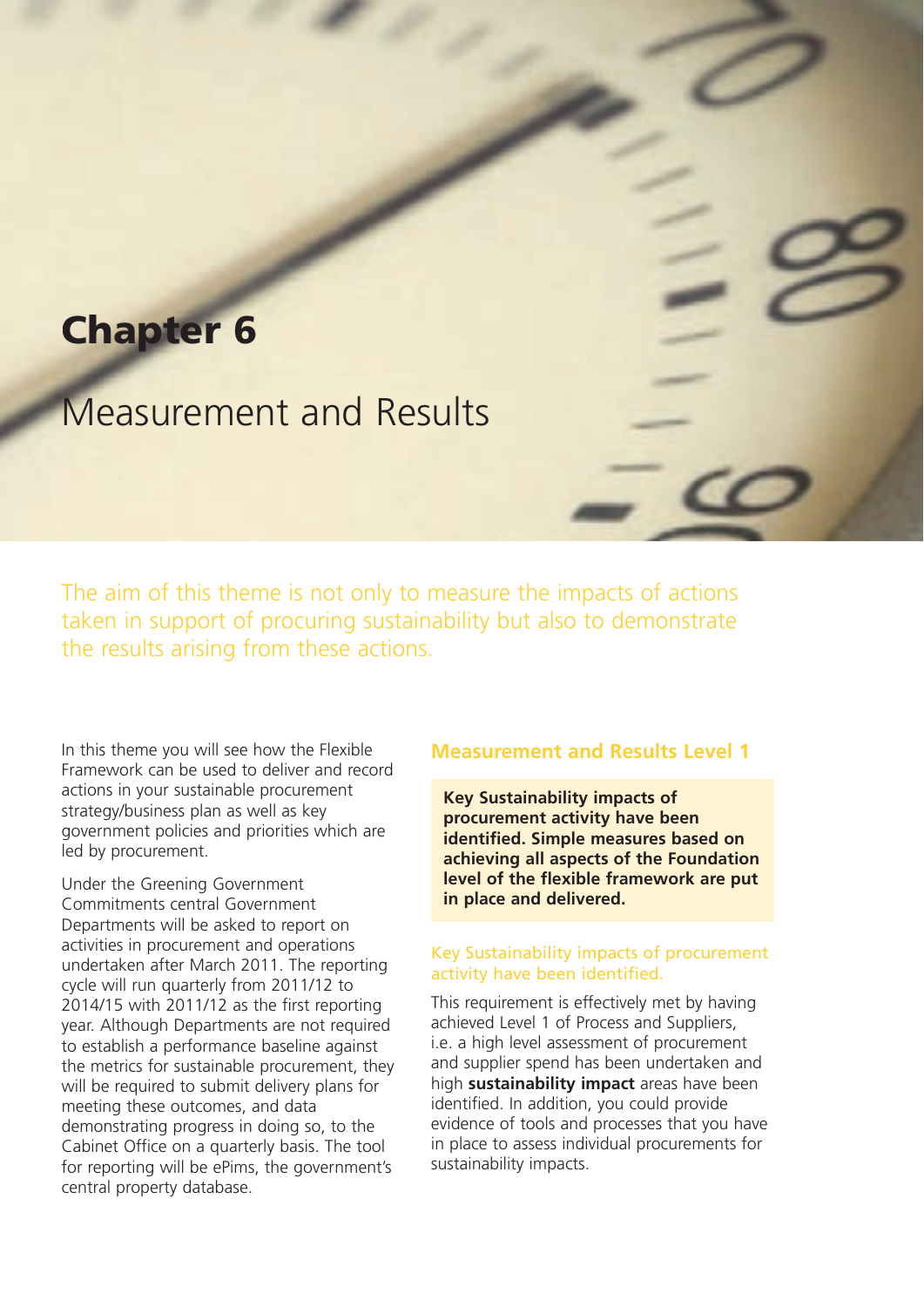# Chapter 6

## Measurement and Results

The aim of this theme is not only to measure the impacts of actions taken in support of procuring sustainability but also to demonstrate the results arising from these actions.

In this theme you will see how the Flexible Framework can be used to deliver and record actions in your sustainable procurement strategy/business plan as well as key government policies and priorities which are led by procurement.

Under the Greening Government Commitments central Government Departments will be asked to report on activities in procurement and operations undertaken after March 2011. The reporting cycle will run quarterly from 2011/12 to 2014/15 with 2011/12 as the first reporting year. Although Departments are not required to establish a performance baseline against the metrics for sustainable procurement, they will be required to submit delivery plans for meeting these outcomes, and data demonstrating progress in doing so, to the Cabinet Office on a quarterly basis. The tool for reporting will be ePims, the government's central property database.

### Measurement and Results Level 1

**Key Sustainability impacts of procurement activity have been identified. Simple measures based on achieving all aspects of the Foundation level of the flexible framework are put in place and delivered.**

#### Key Sustainability impacts of procurement activity have been identified.

This requirement is effectively met by having achieved Level 1 of Process and Suppliers, i.e. a high level assessment of procurement and supplier spend has been undertaken and high **sustainability impact** areas have been identified. In addition, you could provide evidence of tools and processes that you have in place to assess individual procurements for sustainability impacts.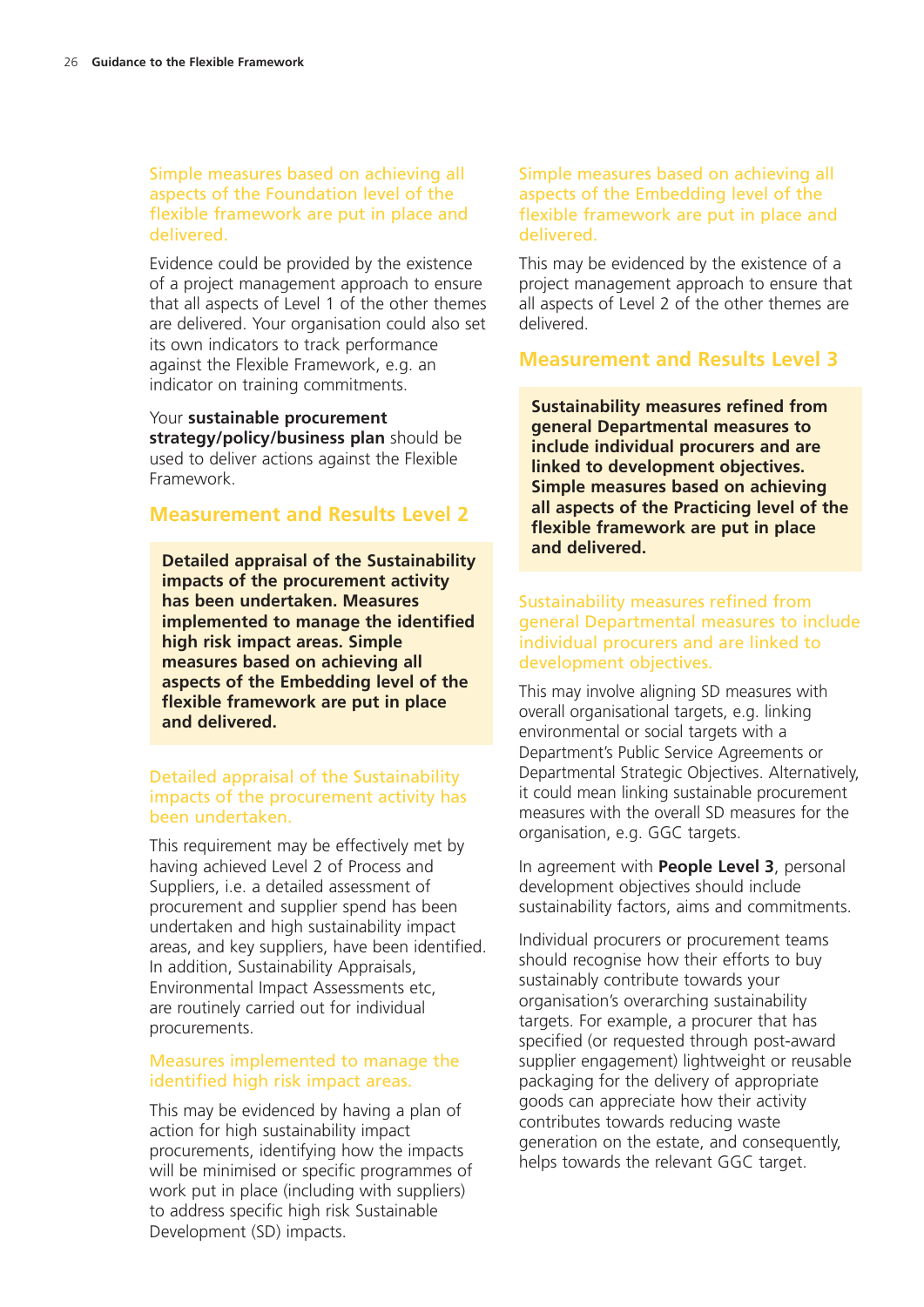### Simple measures based on achieving all aspects of the Foundation level of the flexible framework are put in place and delivered.

Evidence could be provided by the existence of a project management approach to ensure that all aspects of Level 1 of the other themes are delivered. Your organisation could also set its own indicators to track performance against the Flexible Framework, e.g. an indicator on training commitments.

Your **sustainable procurement strategy/policy/business plan** should be used to deliver actions against the Flexible Framework.

## Measurement and Results Level 2

**Detailed appraisal of the Sustainability impacts of the procurement activity has been undertaken. Measures implemented to manage the identified high risk impact areas. Simple measures based on achieving all aspects of the Embedding level of the flexible framework are put in place and delivered.**

### Detailed appraisal of the Sustainability impacts of the procurement activity has been undertaken.

This requirement may be effectively met by having achieved Level 2 of Process and Suppliers, i.e. a detailed assessment of procurement and supplier spend has been undertaken and high sustainability impact areas, and key suppliers, have been identified. In addition, Sustainability Appraisals, Environmental Impact Assessments etc, are routinely carried out for individual procurements.

### Measures implemented to manage the identified high risk impact areas.

This may be evidenced by having a plan of action for high sustainability impact procurements, identifying how the impacts will be minimised or specific programmes of work put in place (including with suppliers) to address specific high risk Sustainable Development (SD) impacts.

### Simple measures based on achieving all aspects of the Embedding level of the flexible framework are put in place and delivered.

This may be evidenced by the existence of a project management approach to ensure that all aspects of Level 2 of the other themes are delivered.

## Measurement and Results Level 3

**Sustainability measures refined from general Departmental measures to include individual procurers and are linked to development objectives. Simple measures based on achieving all aspects of the Practicing level of the flexible framework are put in place and delivered.**

### Sustainability measures refined from general Departmental measures to include individual procurers and are linked to development objectives.

This may involve aligning SD measures with overall organisational targets, e.g. linking environmental or social targets with a Department's Public Service Agreements or Departmental Strategic Objectives. Alternatively, it could mean linking sustainable procurement measures with the overall SD measures for the organisation, e.g. GGC targets.

In agreement with **People Level 3**, personal development objectives should include sustainability factors, aims and commitments.

Individual procurers or procurement teams should recognise how their efforts to buy sustainably contribute towards your organisation's overarching sustainability targets. For example, a procurer that has specified (or requested through post-award supplier engagement) lightweight or reusable packaging for the delivery of appropriate goods can appreciate how their activity contributes towards reducing waste generation on the estate, and consequently, helps towards the relevant GGC target.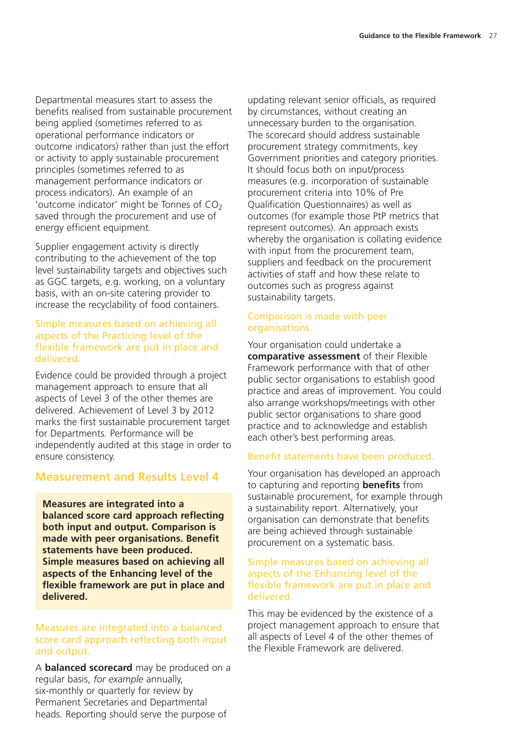Departmental measures start to assess the benefits realised from sustainable procurement being applied (sometimes referred to as operational performance indicators or outcome indicators) rather than just the effort or activity to apply sustainable procurement principles (sometimes referred to as management performance indicators or process indicators). An example of an 'outcome indicator' might be Tonnes of $CO_2$ saved through the procurement and use of energy efficient equipment.

Supplier engagement activity is directly contributing to the achievement of the top level sustainability targets and objectives such as GGC targets, e.g. working, on a voluntary basis, with an on-site catering provider to increase the recyclability of food containers.

### Simple measures based on achieving all aspects of the Practicing level of the flexible framework are put in place and delivered.

Evidence could be provided through a project management approach to ensure that all aspects of Level 3 of the other themes are delivered. Achievement of Level 3 by 2012 marks the first sustainable procurement target for Departments. Performance will be independently audited at this stage in order to ensure consistency.

## Measurement and Results Level 4

**Measures are integrated into a balanced score card approach reflecting both input and output. Comparison is made with peer organisations. Benefit statements have been produced. Simple measures based on achieving all aspects of the Enhancing level of the flexible framework are put in place and delivered.**

### Measures are integrated into a balanced score card approach reflecting both input and output.

A **balanced scorecard** may be produced on a regular basis, *for example* annually, six-monthly or quarterly for review by Permanent Secretaries and Departmental heads. Reporting should serve the purpose of updating relevant senior officials, as required by circumstances, without creating an unnecessary burden to the organisation. The scorecard should address sustainable procurement strategy commitments, key Government priorities and category priorities. It should focus both on input/process measures (e.g. incorporation of sustainable procurement criteria into 10% of Pre Qualification Questionnaires) as well as outcomes (for example those PtP metrics that represent outcomes). An approach exists whereby the organisation is collating evidence with input from the procurement team, suppliers and feedback on the procurement activities of staff and how these relate to outcomes such as progress against sustainability targets.

### Comparison is made with peer organisations.

Your organisation could undertake a **comparative assessment** of their Flexible Framework performance with that of other public sector organisations to establish good practice and areas of improvement. You could also arrange workshops/meetings with other public sector organisations to share good practice and to acknowledge and establish each other's best performing areas.

### Benefit statements have been produced.

Your organisation has developed an approach to capturing and reporting **benefits** from sustainable procurement, for example through a sustainability report. Alternatively, your organisation can demonstrate that benefits are being achieved through sustainable procurement on a systematic basis.

### Simple measures based on achieving all aspects of the Enhancing level of the flexible framework are put in place and delivered.

This may be evidenced by the existence of a project management approach to ensure that all aspects of Level 4 of the other themes of the Flexible Framework are delivered.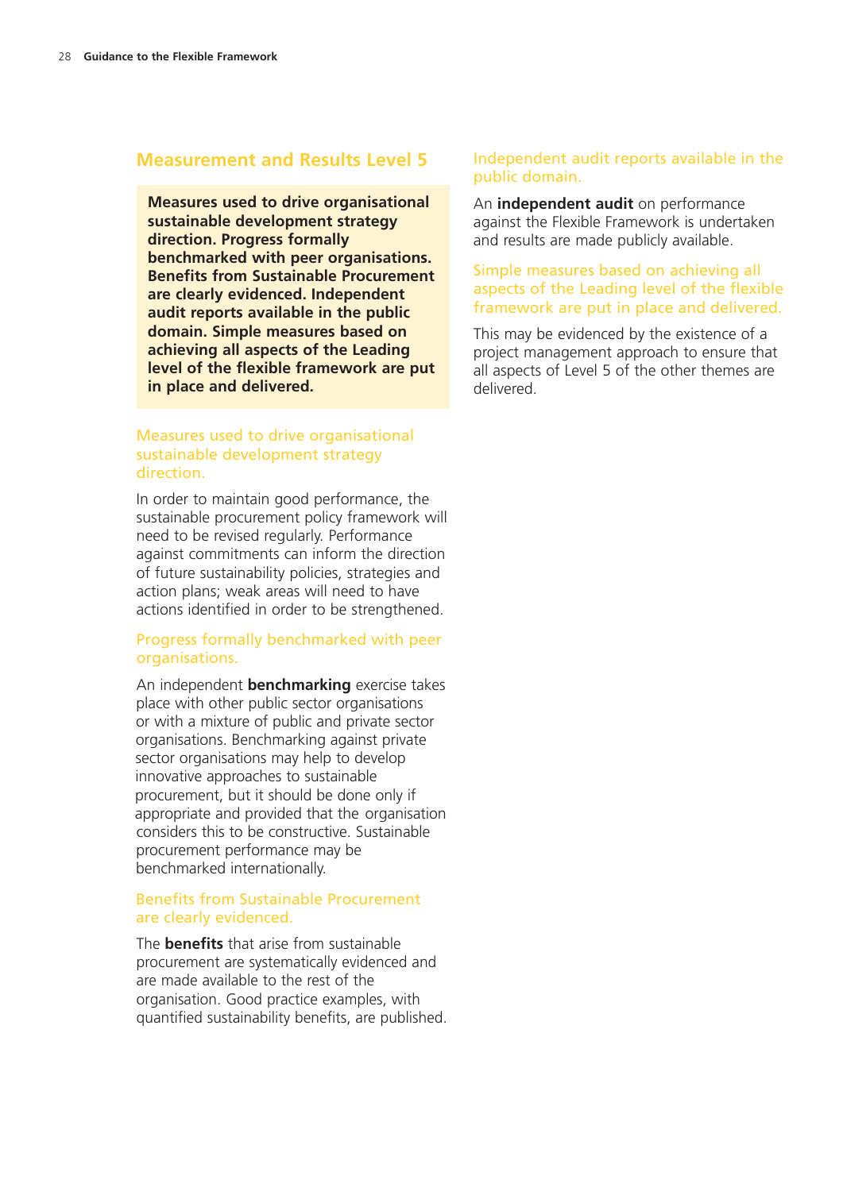## Measurement and Results Level 5

**Measures used to drive organisational sustainable development strategy direction. Progress formally benchmarked with peer organisations. Benefits from Sustainable Procurement are clearly evidenced. Independent audit reports available in the public domain. Simple measures based on achieving all aspects of the Leading level of the flexible framework are put in place and delivered.**

### Measures used to drive organisational sustainable development strategy direction.

In order to maintain good performance, the sustainable procurement policy framework will need to be revised regularly. Performance against commitments can inform the direction of future sustainability policies, strategies and action plans; weak areas will need to have actions identified in order to be strengthened.

### Progress formally benchmarked with peer organisations.

An independent **benchmarking** exercise takes place with other public sector organisations or with a mixture of public and private sector organisations. Benchmarking against private sector organisations may help to develop innovative approaches to sustainable procurement, but it should be done only if appropriate and provided that the organisation considers this to be constructive. Sustainable procurement performance may be benchmarked internationally.

### Benefits from Sustainable Procurement are clearly evidenced.

The **benefits** that arise from sustainable procurement are systematically evidenced and are made available to the rest of the organisation. Good practice examples, with quantified sustainability benefits, are published.

### Independent audit reports available in the public domain.

An **independent audit** on performance against the Flexible Framework is undertaken and results are made publicly available.

### Simple measures based on achieving all aspects of the Leading level of the flexible framework are put in place and delivered.

This may be evidenced by the existence of a project management approach to ensure that all aspects of Level 5 of the other themes are delivered.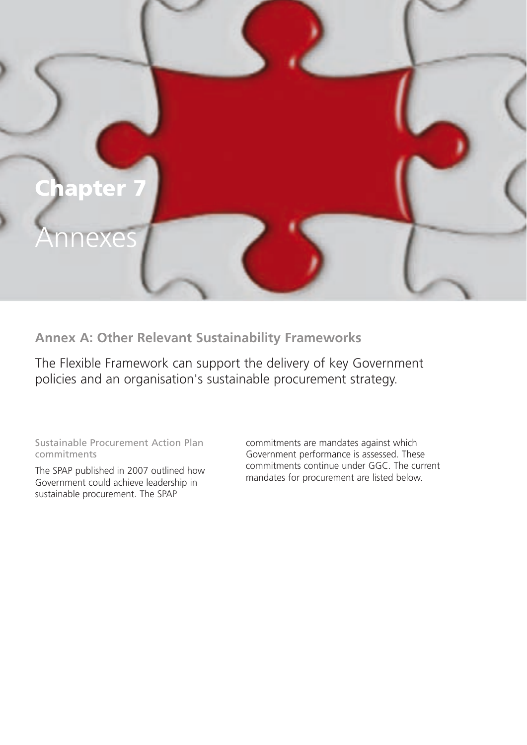# Chapter 7

# Annexes

## Annex A: Other Relevant Sustainability Frameworks

The Flexible Framework can support the delivery of key Government policies and an organisation's sustainable procurement strategy.

### Sustainable Procurement Action Plan commitments

The SPAP published in 2007 outlined how Government could achieve leadership in sustainable procurement. The SPAP commitments are mandates against which Government performance is assessed. These commitments continue under GGC. The current mandates for procurement are listed below.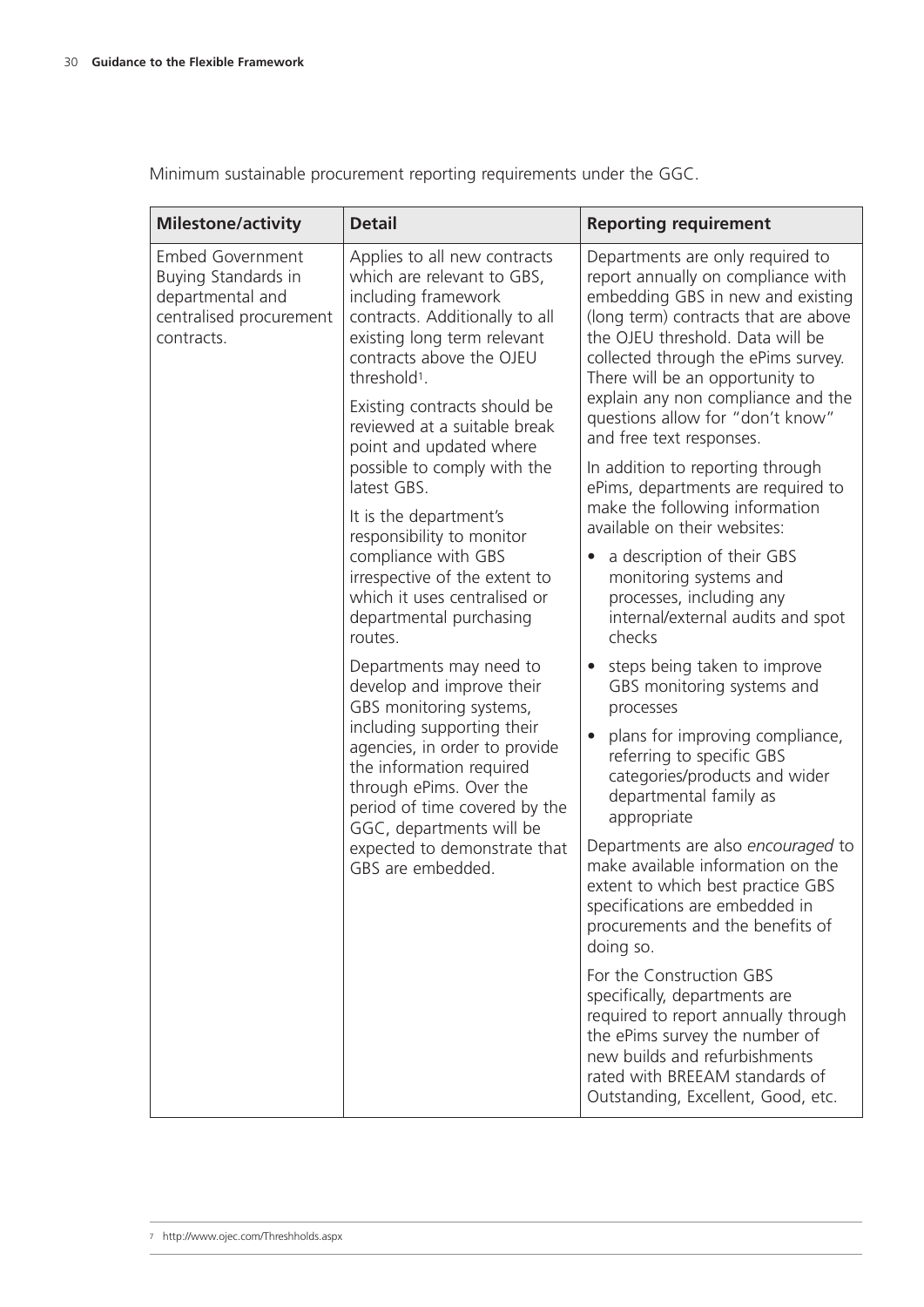Minimum sustainable procurement reporting requirements under the GGC.

| Milestone/activity | Detail | Reporting requirement |
| --- | --- | --- |
| Embed Government Buying Standards in departmental and centralised procurement contracts. | Applies to all new contracts which are relevant to GBS, including framework contracts. Additionally to all existing long term relevant contracts above the OJEU threshold[1].<br><br>Existing contracts should be reviewed at a suitable break point and updated where possible to comply with the latest GBS.<br><br>It is the department's responsibility to monitor compliance with GBS irrespective of the extent to which it uses centralised or departmental purchasing routes.<br><br>Departments may need to develop and improve their GBS monitoring systems, including supporting their agencies, in order to provide the information required through ePims. Over the period of time covered by the GGC, departments will be expected to demonstrate that GBS are embedded. | Departments are only required to report annually on compliance with embedding GBS in new and existing (long term) contracts that are above the OJEU threshold. Data will be collected through the ePims survey. There will be an opportunity to explain any non compliance and the questions allow for "don't know" and free text responses.<br><br>In addition to reporting through ePims, departments are required to make the following information available on their websites:<br><br>• a description of their GBS monitoring systems and processes, including any internal/external audits and spot checks<br>• steps being taken to improve GBS monitoring systems and processes<br>• plans for improving compliance, referring to specific GBS categories/products and wider departmental family as appropriate<br><br>Departments are also *encouraged* to make available information on the extent to which best practice GBS specifications are embedded in procurements and the benefits of doing so.<br><br>For the Construction GBS specifically, departments are required to report annually through the ePims survey the number of new builds and refurbishments rated with BREEAM standards of Outstanding, Excellent, Good, etc. |

[7] http://www.ojec.com/Threshholds.aspx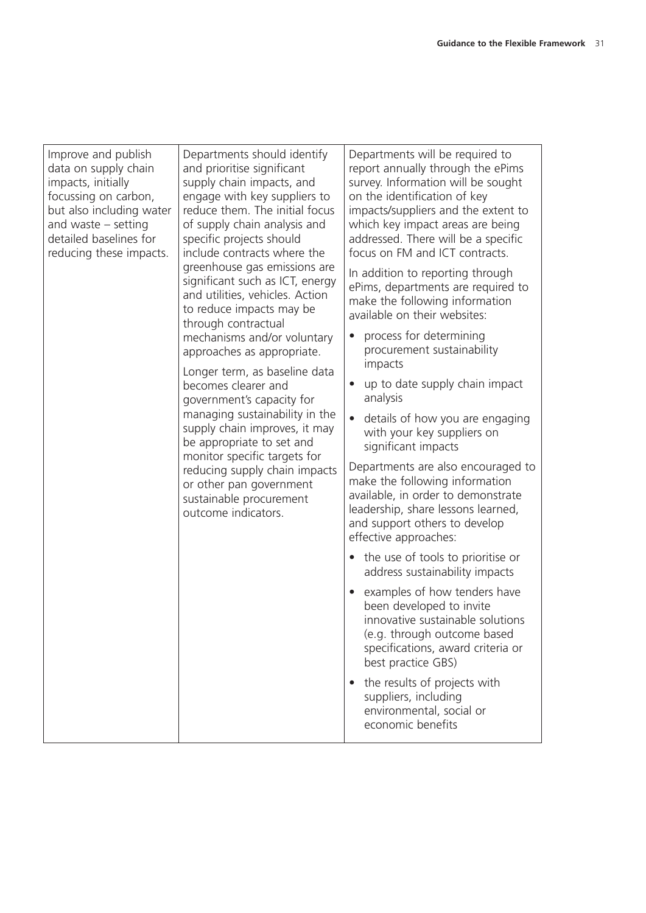| | | |
|---|---|---|
| Improve and publish data on supply chain impacts, initially focussing on carbon, but also including water and waste – setting detailed baselines for reducing these impacts. | Departments should identify and prioritise significant supply chain impacts, and engage with key suppliers to reduce them. The initial focus of supply chain analysis and specific projects should include contracts where the greenhouse gas emissions are significant such as ICT, energy and utilities, vehicles. Action to reduce impacts may be through contractual mechanisms and/or voluntary approaches as appropriate.<br><br>Longer term, as baseline data becomes clearer and government's capacity for managing sustainability in the supply chain improves, it may be appropriate to set and monitor specific targets for reducing supply chain impacts or other pan government sustainable procurement outcome indicators. | Departments will be required to report annually through the ePims survey. Information will be sought on the identification of key impacts/suppliers and the extent to which key impact areas are being addressed. There will be a specific focus on FM and ICT contracts.<br><br>In addition to reporting through ePims, departments are required to make the following information available on their websites:<br><br>• process for determining procurement sustainability impacts<br>• up to date supply chain impact analysis<br>• details of how you are engaging with your key suppliers on significant impacts<br><br>Departments are also encouraged to make the following information available, in order to demonstrate leadership, share lessons learned, and support others to develop effective approaches:<br><br>• the use of tools to prioritise or address sustainability impacts<br>• examples of how tenders have been developed to invite innovative sustainable solutions (e.g. through outcome based specifications, award criteria or best practice GBS)<br>• the results of projects with suppliers, including environmental, social or economic benefits |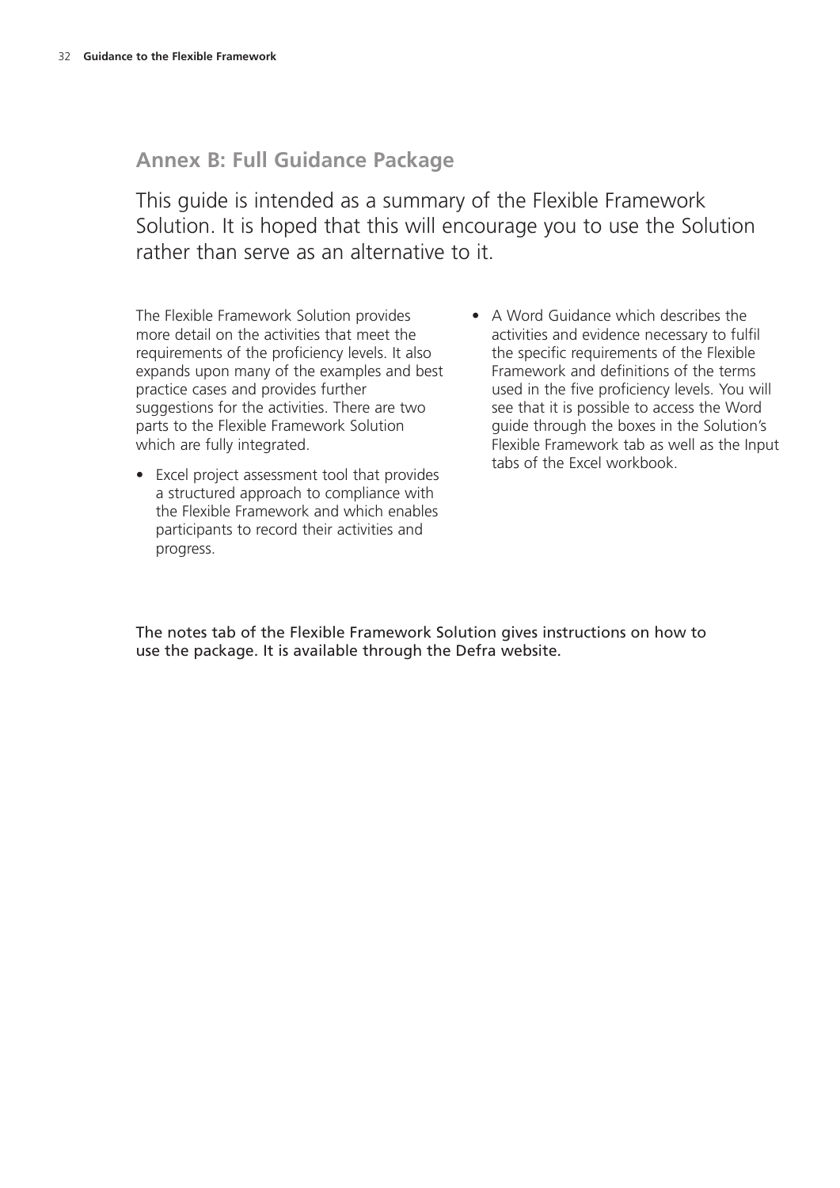## Annex B: Full Guidance Package

This guide is intended as a summary of the Flexible Framework Solution. It is hoped that this will encourage you to use the Solution rather than serve as an alternative to it.

The Flexible Framework Solution provides more detail on the activities that meet the requirements of the proficiency levels. It also expands upon many of the examples and best practice cases and provides further suggestions for the activities. There are two parts to the Flexible Framework Solution which are fully integrated.

- Excel project assessment tool that provides a structured approach to compliance with the Flexible Framework and which enables participants to record their activities and progress.
- A Word Guidance which describes the activities and evidence necessary to fulfil the specific requirements of the Flexible Framework and definitions of the terms used in the five proficiency levels. You will see that it is possible to access the Word guide through the boxes in the Solution's Flexible Framework tab as well as the Input tabs of the Excel workbook.

The notes tab of the Flexible Framework Solution gives instructions on how to use the package. It is available through the Defra website.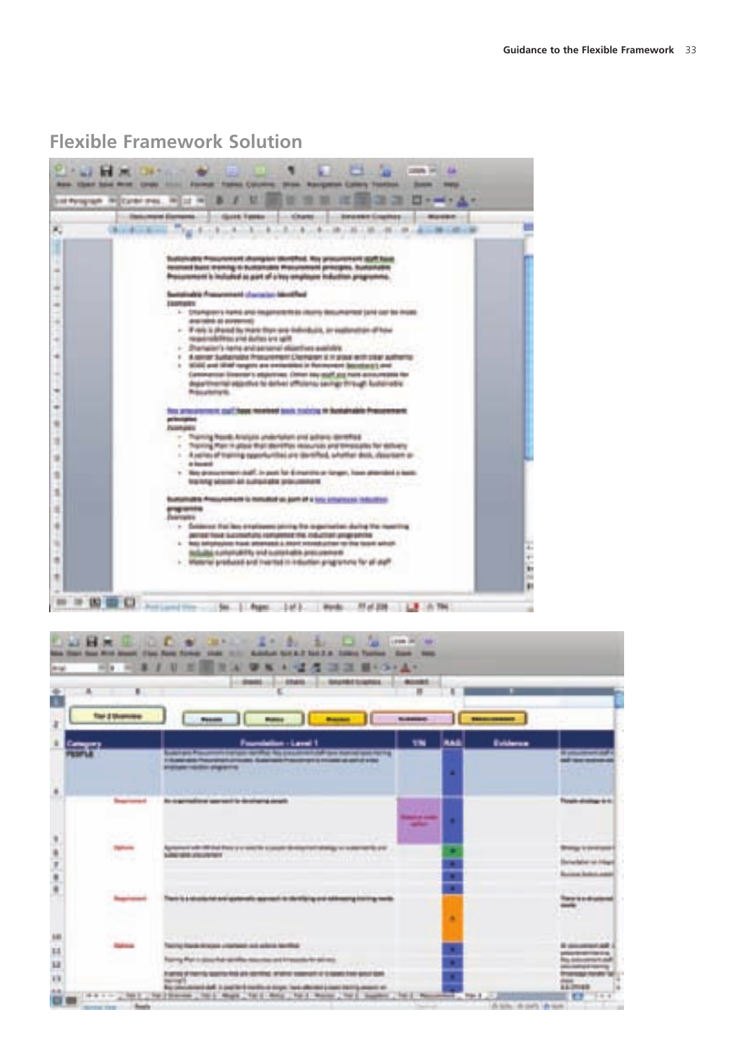## Flexible Framework Solution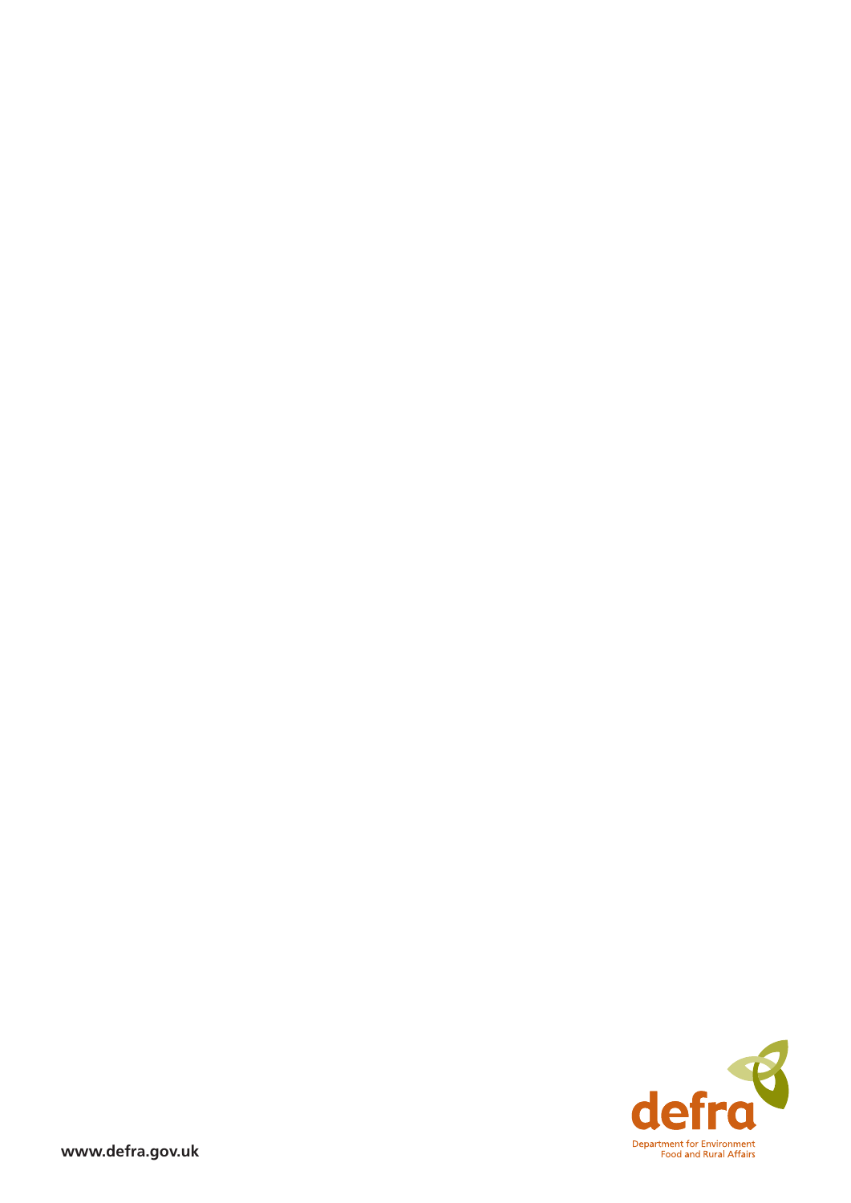www.defra.gov.uk

defra

Department for Environment Food and Rural Affairs